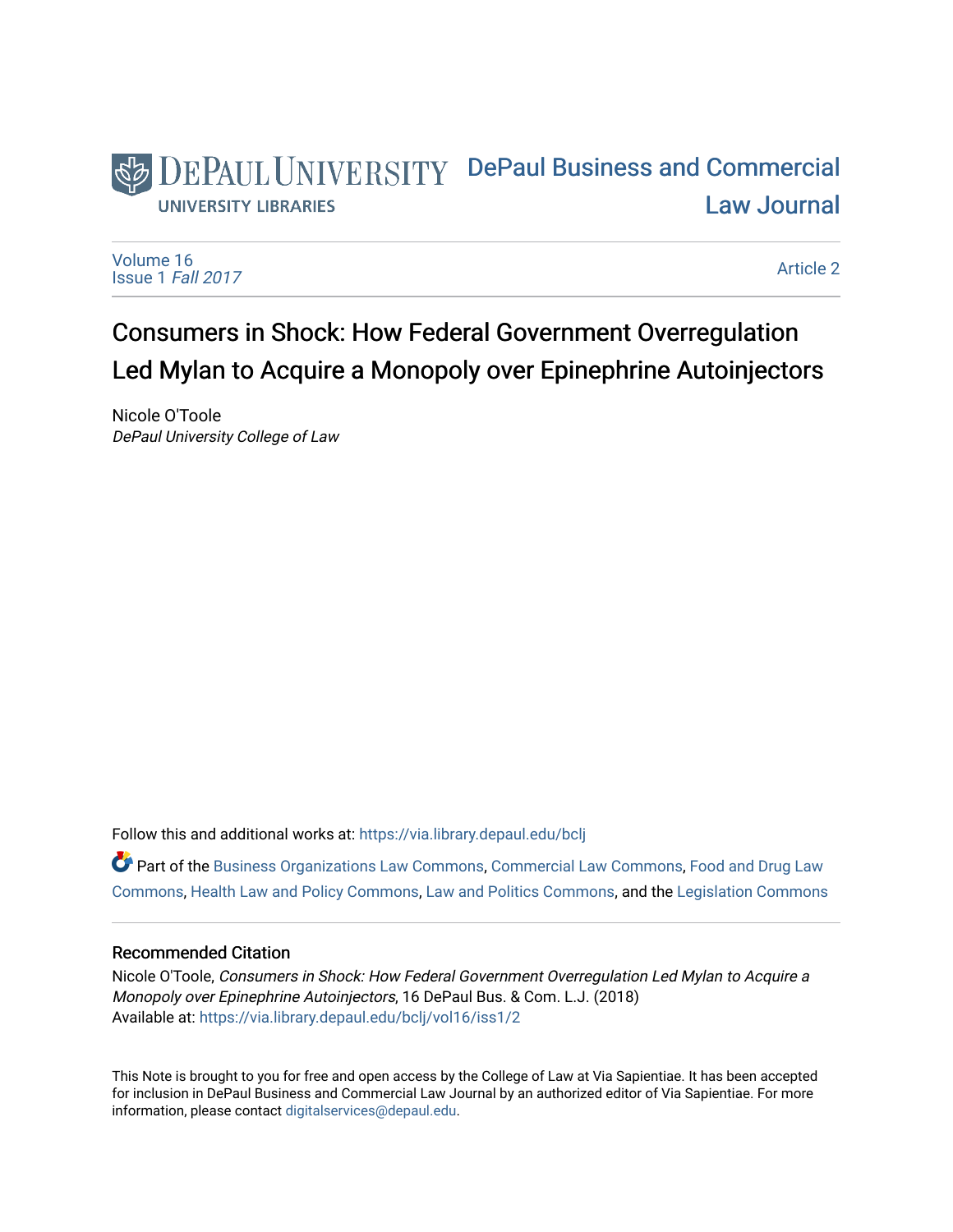DePaul University Libraries

DePaul Business and Commercial Law Journal

Volume 16
Issue 1 *Fall 2017*

Article 2

# Consumers in Shock: How Federal Government Overregulation Led Mylan to Acquire a Monopoly over Epinephrine Autoinjectors

Nicole O'Toole
*DePaul University College of Law*

Follow this and additional works at: https://via.library.depaul.edu/bclj

Part of the Business Organizations Law Commons, Commercial Law Commons, Food and Drug Law Commons, Health Law and Policy Commons, Law and Politics Commons, and the Legislation Commons

## Recommended Citation

Nicole O'Toole, *Consumers in Shock: How Federal Government Overregulation Led Mylan to Acquire a Monopoly over Epinephrine Autoinjectors*, 16 DePaul Bus. & Com. L.J. (2018)
Available at: https://via.library.depaul.edu/bclj/vol16/iss1/2

This Note is brought to you for free and open access by the College of Law at Via Sapientiae. It has been accepted for inclusion in DePaul Business and Commercial Law Journal by an authorized editor of Via Sapientiae. For more information, please contact digitalservices@depaul.edu.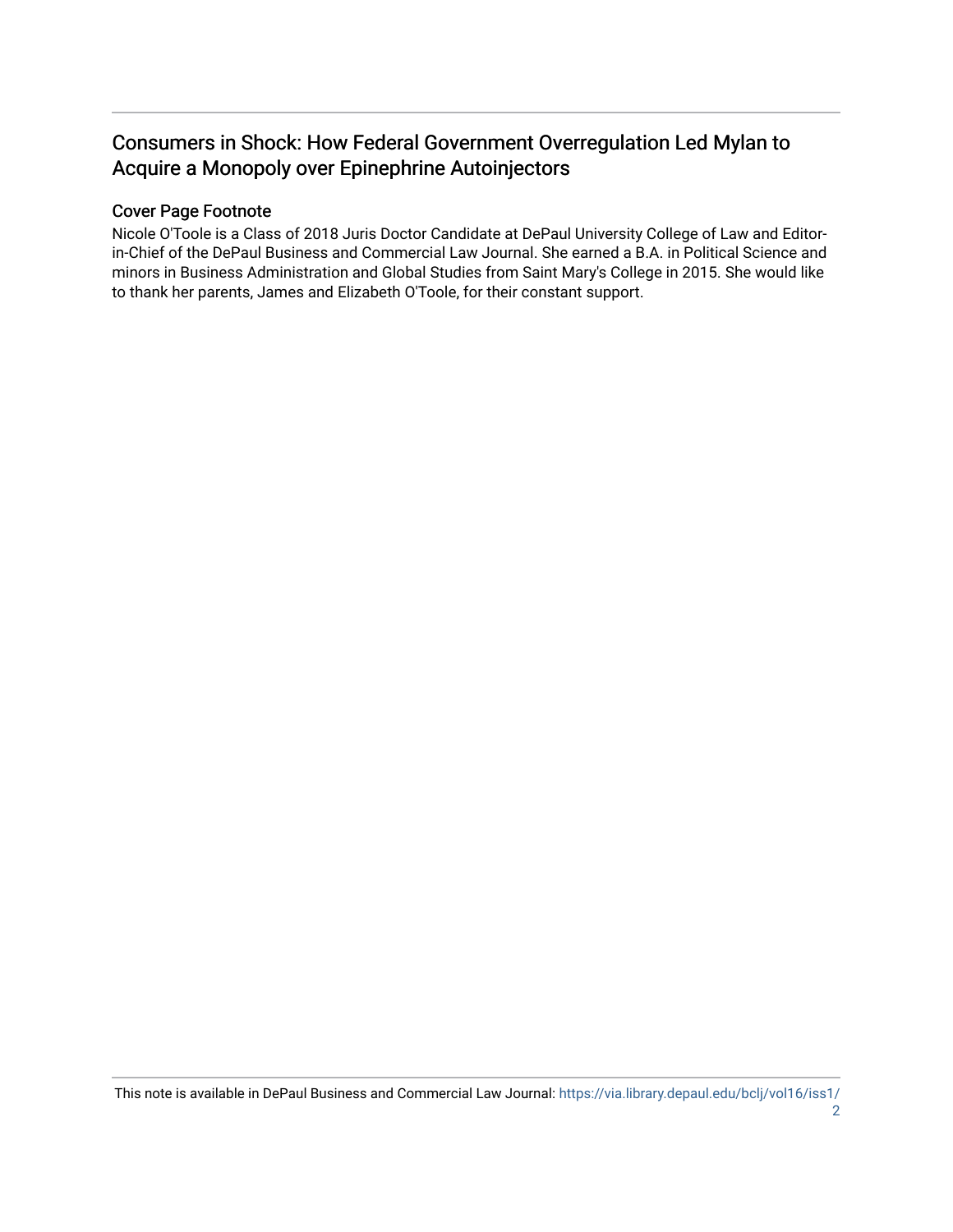# Consumers in Shock: How Federal Government Overregulation Led Mylan to Acquire a Monopoly over Epinephrine Autoinjectors

## Cover Page Footnote

Nicole O'Toole is a Class of 2018 Juris Doctor Candidate at DePaul University College of Law and Editor-in-Chief of the DePaul Business and Commercial Law Journal. She earned a B.A. in Political Science and minors in Business Administration and Global Studies from Saint Mary's College in 2015. She would like to thank her parents, James and Elizabeth O'Toole, for their constant support.

This note is available in DePaul Business and Commercial Law Journal: https://via.library.depaul.edu/bclj/vol16/iss1/2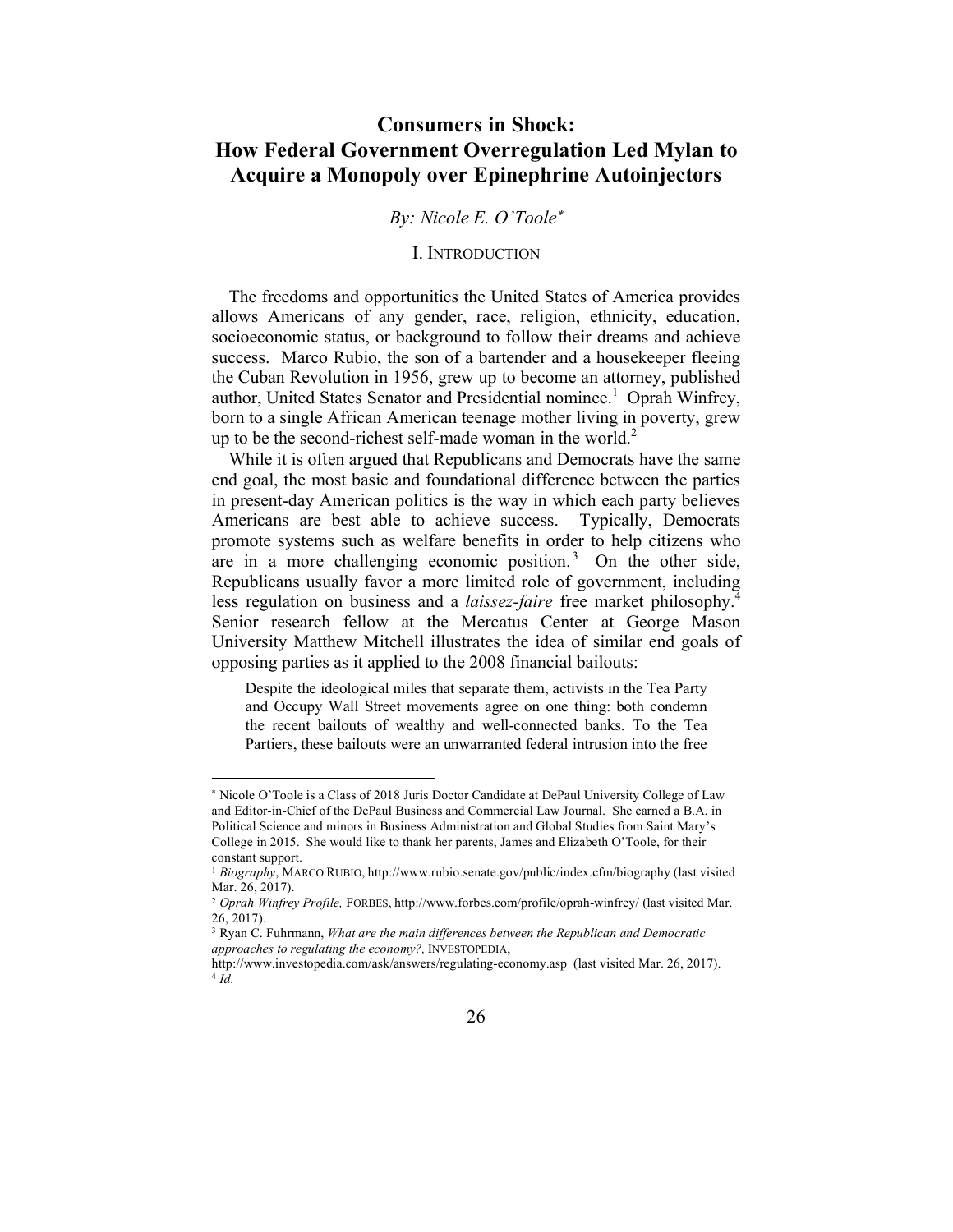# Consumers in Shock: How Federal Government Overregulation Led Mylan to Acquire a Monopoly over Epinephrine Autoinjectors

*By: Nicole E. O'Toole*[*]

## I. Introduction

The freedoms and opportunities the United States of America provides allows Americans of any gender, race, religion, ethnicity, education, socioeconomic status, or background to follow their dreams and achieve success. Marco Rubio, the son of a bartender and a housekeeper fleeing the Cuban Revolution in 1956, grew up to become an attorney, published author, United States Senator and Presidential nominee.[1] Oprah Winfrey, born to a single African American teenage mother living in poverty, grew up to be the second-richest self-made woman in the world.[2]

While it is often argued that Republicans and Democrats have the same end goal, the most basic and foundational difference between the parties in present-day American politics is the way in which each party believes Americans are best able to achieve success. Typically, Democrats promote systems such as welfare benefits in order to help citizens who are in a more challenging economic position.[3] On the other side, Republicans usually favor a more limited role of government, including less regulation on business and a *laissez-faire* free market philosophy.[4] Senior research fellow at the Mercatus Center at George Mason University Matthew Mitchell illustrates the idea of similar end goals of opposing parties as it applied to the 2008 financial bailouts:

> Despite the ideological miles that separate them, activists in the Tea Party and Occupy Wall Street movements agree on one thing: both condemn the recent bailouts of wealthy and well-connected banks. To the Tea Partiers, these bailouts were an unwarranted federal intrusion into the free

---

[*] Nicole O'Toole is a Class of 2018 Juris Doctor Candidate at DePaul University College of Law and Editor-in-Chief of the DePaul Business and Commercial Law Journal. She earned a B.A. in Political Science and minors in Business Administration and Global Studies from Saint Mary's College in 2015. She would like to thank her parents, James and Elizabeth O'Toole, for their constant support.

[1] *Biography*, MARCO RUBIO, http://www.rubio.senate.gov/public/index.cfm/biography (last visited Mar. 26, 2017).

[2] *Oprah Winfrey Profile,* FORBES, http://www.forbes.com/profile/oprah-winfrey/ (last visited Mar. 26, 2017).

[3] Ryan C. Fuhrmann, *What are the main differences between the Republican and Democratic approaches to regulating the economy?,* INVESTOPEDIA, http://www.investopedia.com/ask/answers/regulating-economy.asp (last visited Mar. 26, 2017).

[4] *Id.*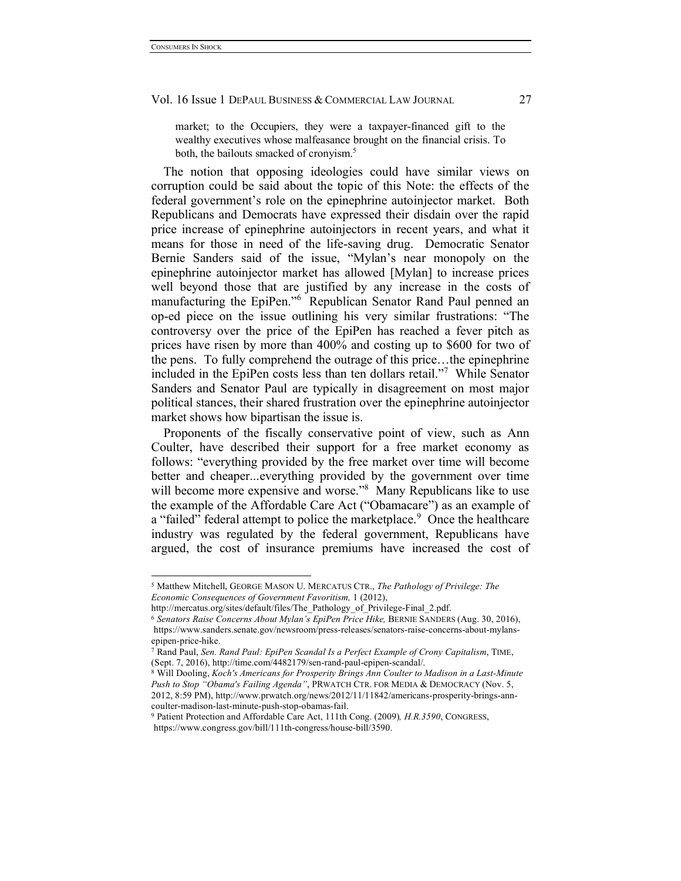market; to the Occupiers, they were a taxpayer-financed gift to the wealthy executives whose malfeasance brought on the financial crisis. To both, the bailouts smacked of cronyism.[5]

The notion that opposing ideologies could have similar views on corruption could be said about the topic of this Note: the effects of the federal government's role on the epinephrine autoinjector market. Both Republicans and Democrats have expressed their disdain over the rapid price increase of epinephrine autoinjectors in recent years, and what it means for those in need of the life-saving drug. Democratic Senator Bernie Sanders said of the issue, "Mylan's near monopoly on the epinephrine autoinjector market has allowed [Mylan] to increase prices well beyond those that are justified by any increase in the costs of manufacturing the EpiPen."[6] Republican Senator Rand Paul penned an op-ed piece on the issue outlining his very similar frustrations: "The controversy over the price of the EpiPen has reached a fever pitch as prices have risen by more than 400% and costing up to $600 for two of the pens. To fully comprehend the outrage of this price…the epinephrine included in the EpiPen costs less than ten dollars retail."[7] While Senator Sanders and Senator Paul are typically in disagreement on most major political stances, their shared frustration over the epinephrine autoinjector market shows how bipartisan the issue is.

Proponents of the fiscally conservative point of view, such as Ann Coulter, have described their support for a free market economy as follows: "everything provided by the free market over time will become better and cheaper...everything provided by the government over time will become more expensive and worse."[8] Many Republicans like to use the example of the Affordable Care Act ("Obamacare") as an example of a "failed" federal attempt to police the marketplace.[9] Once the healthcare industry was regulated by the federal government, Republicans have argued, the cost of insurance premiums have increased the cost of

---

[5] Matthew Mitchell, GEORGE MASON U. MERCATUS CTR., *The Pathology of Privilege: The Economic Consequences of Government Favoritism,* 1 (2012), http://mercatus.org/sites/default/files/The_Pathology_of_Privilege-Final_2.pdf.

[6] *Senators Raise Concerns About Mylan's EpiPen Price Hike,* BERNIE SANDERS (Aug. 30, 2016), https://www.sanders.senate.gov/newsroom/press-releases/senators-raise-concerns-about-mylans-epipen-price-hike.

[7] Rand Paul, *Sen. Rand Paul: EpiPen Scandal Is a Perfect Example of Crony Capitalism*, TIME, (Sept. 7, 2016), http://time.com/4482179/sen-rand-paul-epipen-scandal/.

[8] Will Dooling, *Koch's Americans for Prosperity Brings Ann Coulter to Madison in a Last-Minute Push to Stop "Obama's Failing Agenda"*, PRWATCH CTR. FOR MEDIA & DEMOCRACY (Nov. 5, 2012, 8:59 PM), http://www.prwatch.org/news/2012/11/11842/americans-prosperity-brings-ann-coulter-madison-last-minute-push-stop-obamas-fail.

[9] Patient Protection and Affordable Care Act, 111th Cong. (2009)*, H.R.3590*, CONGRESS, https://www.congress.gov/bill/111th-congress/house-bill/3590.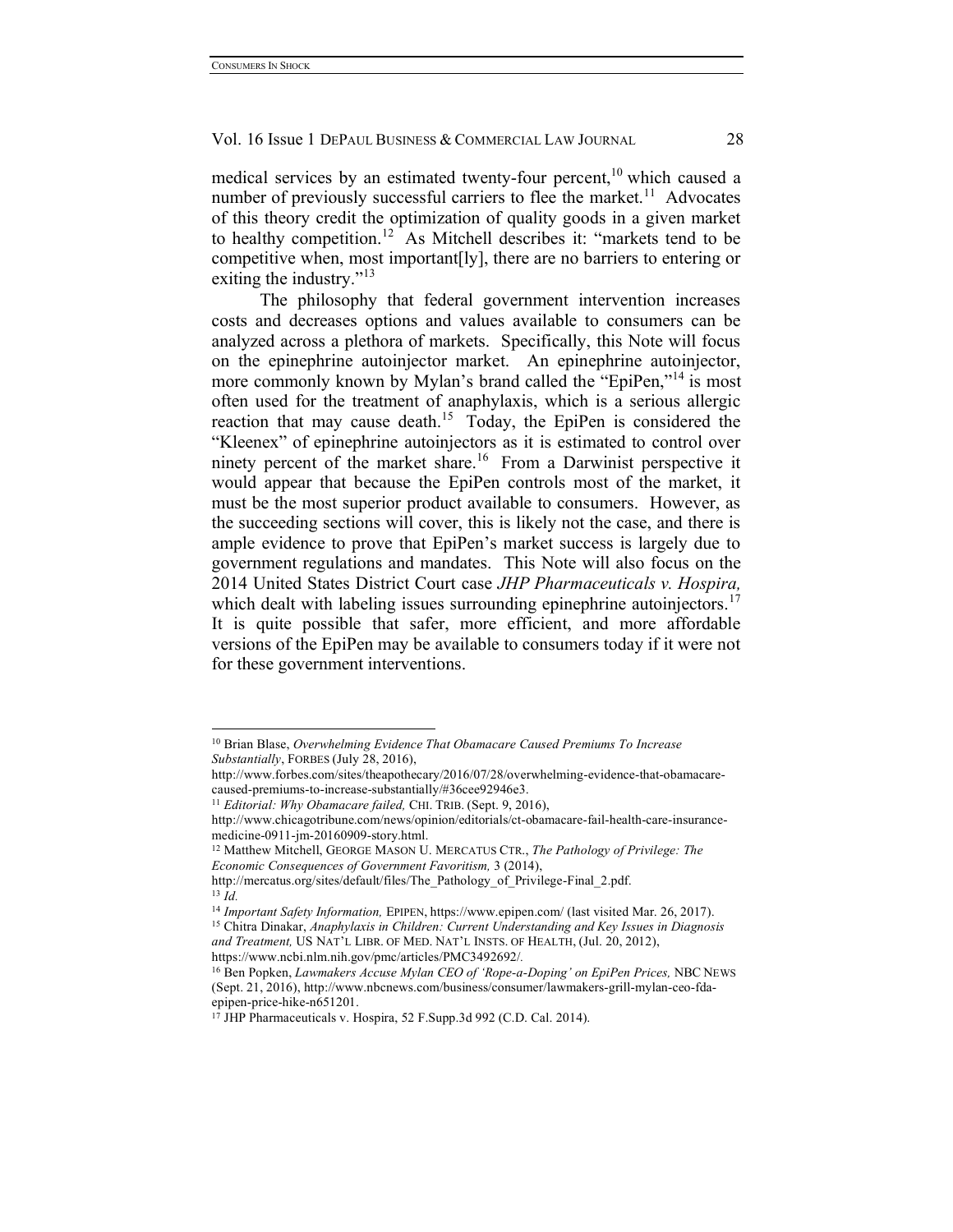medical services by an estimated twenty-four percent,[10] which caused a number of previously successful carriers to flee the market.[11] Advocates of this theory credit the optimization of quality goods in a given market to healthy competition.[12] As Mitchell describes it: "markets tend to be competitive when, most important[ly], there are no barriers to entering or exiting the industry."[13]

The philosophy that federal government intervention increases costs and decreases options and values available to consumers can be analyzed across a plethora of markets. Specifically, this Note will focus on the epinephrine autoinjector market. An epinephrine autoinjector, more commonly known by Mylan's brand called the "EpiPen,"[14] is most often used for the treatment of anaphylaxis, which is a serious allergic reaction that may cause death.[15] Today, the EpiPen is considered the "Kleenex" of epinephrine autoinjectors as it is estimated to control over ninety percent of the market share.[16] From a Darwinist perspective it would appear that because the EpiPen controls most of the market, it must be the most superior product available to consumers. However, as the succeeding sections will cover, this is likely not the case, and there is ample evidence to prove that EpiPen's market success is largely due to government regulations and mandates. This Note will also focus on the 2014 United States District Court case *JHP Pharmaceuticals v. Hospira,* which dealt with labeling issues surrounding epinephrine autoinjectors.[17] It is quite possible that safer, more efficient, and more affordable versions of the EpiPen may be available to consumers today if it were not for these government interventions.

---

[10] Brian Blase, *Overwhelming Evidence That Obamacare Caused Premiums To Increase Substantially*, FORBES (July 28, 2016), http://www.forbes.com/sites/theapothecary/2016/07/28/overwhelming-evidence-that-obamacare-caused-premiums-to-increase-substantially/#36cee92946e3.

[11] *Editorial: Why Obamacare failed,* CHI. TRIB. (Sept. 9, 2016), http://www.chicagotribune.com/news/opinion/editorials/ct-obamacare-fail-health-care-insurance-medicine-0911-jm-20160909-story.html.

[12] Matthew Mitchell, GEORGE MASON U. MERCATUS CTR., *The Pathology of Privilege: The Economic Consequences of Government Favoritism,* 3 (2014), http://mercatus.org/sites/default/files/The_Pathology_of_Privilege-Final_2.pdf.

[13] *Id.*

[14] *Important Safety Information,* EPIPEN, https://www.epipen.com/ (last visited Mar. 26, 2017).

[15] Chitra Dinakar, *Anaphylaxis in Children: Current Understanding and Key Issues in Diagnosis and Treatment,* US NAT'L LIBR. OF MED. NAT'L INSTS. OF HEALTH, (Jul. 20, 2012), https://www.ncbi.nlm.nih.gov/pmc/articles/PMC3492692/.

[16] Ben Popken, *Lawmakers Accuse Mylan CEO of 'Rope-a-Doping' on EpiPen Prices,* NBC NEWS (Sept. 21, 2016), http://www.nbcnews.com/business/consumer/lawmakers-grill-mylan-ceo-fda-epipen-price-hike-n651201.

[17] JHP Pharmaceuticals v. Hospira, 52 F.Supp.3d 992 (C.D. Cal. 2014).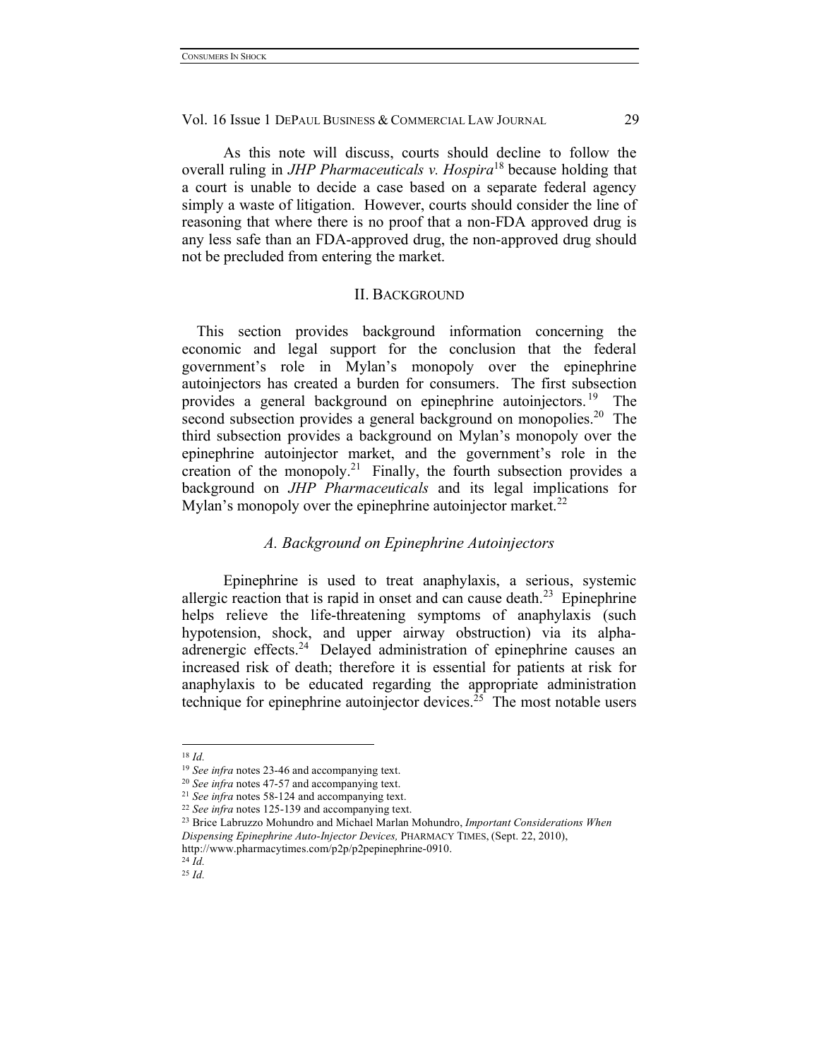As this note will discuss, courts should decline to follow the overall ruling in *JHP Pharmaceuticals v. Hospira*[18] because holding that a court is unable to decide a case based on a separate federal agency simply a waste of litigation. However, courts should consider the line of reasoning that where there is no proof that a non-FDA approved drug is any less safe than an FDA-approved drug, the non-approved drug should not be precluded from entering the market.

## II. Background

This section provides background information concerning the economic and legal support for the conclusion that the federal government's role in Mylan's monopoly over the epinephrine autoinjectors has created a burden for consumers. The first subsection provides a general background on epinephrine autoinjectors.[19] The second subsection provides a general background on monopolies.[20] The third subsection provides a background on Mylan's monopoly over the epinephrine autoinjector market, and the government's role in the creation of the monopoly.[21] Finally, the fourth subsection provides a background on *JHP Pharmaceuticals* and its legal implications for Mylan's monopoly over the epinephrine autoinjector market.[22]

### *A. Background on Epinephrine Autoinjectors*

Epinephrine is used to treat anaphylaxis, a serious, systemic allergic reaction that is rapid in onset and can cause death.[23] Epinephrine helps relieve the life-threatening symptoms of anaphylaxis (such hypotension, shock, and upper airway obstruction) via its alpha-adrenergic effects.[24] Delayed administration of epinephrine causes an increased risk of death; therefore it is essential for patients at risk for anaphylaxis to be educated regarding the appropriate administration technique for epinephrine autoinjector devices.[25] The most notable users

---

[18] *Id.*

[19] *See infra* notes 23-46 and accompanying text.

[20] *See infra* notes 47-57 and accompanying text.

[21] *See infra* notes 58-124 and accompanying text.

[22] *See infra* notes 125-139 and accompanying text.

[23] Brice Labruzzo Mohundro and Michael Marlan Mohundro, *Important Considerations When Dispensing Epinephrine Auto-Injector Devices,* PHARMACY TIMES, (Sept. 22, 2010), http://www.pharmacytimes.com/p2p/p2pepinephrine-0910.

[24] *Id.*

[25] *Id.*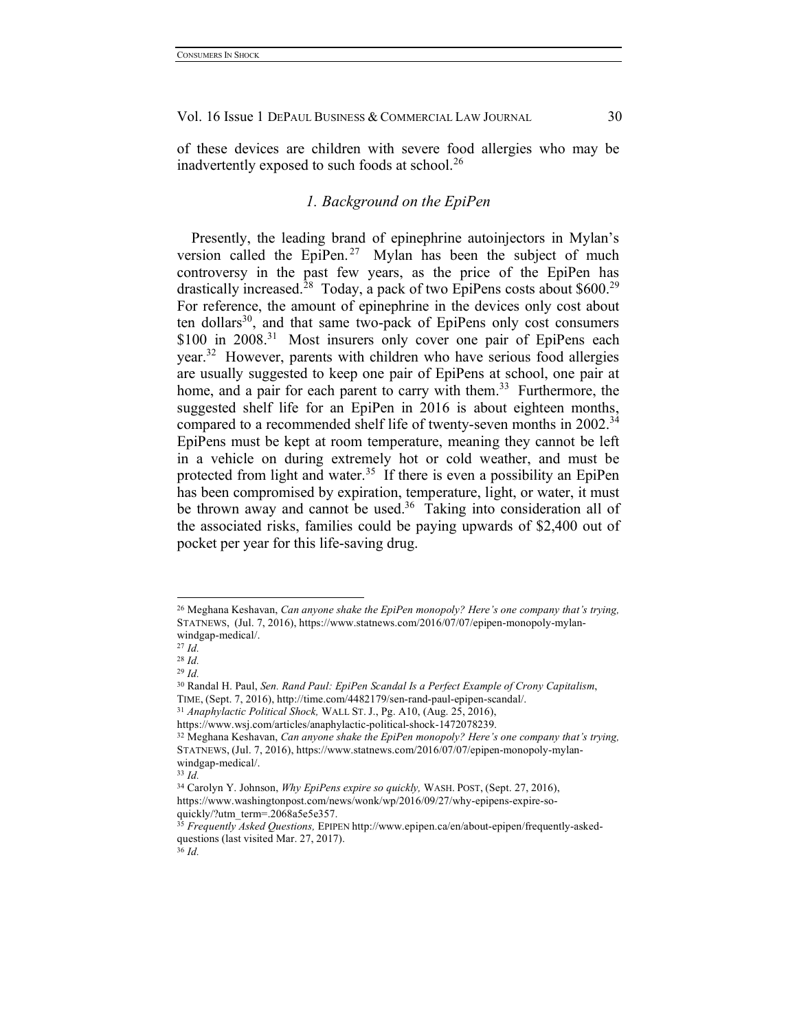of these devices are children with severe food allergies who may be inadvertently exposed to such foods at school.[26]

### *1. Background on the EpiPen*

Presently, the leading brand of epinephrine autoinjectors in Mylan's version called the EpiPen.[27] Mylan has been the subject of much controversy in the past few years, as the price of the EpiPen has drastically increased.[28] Today, a pack of two EpiPens costs about $600.[29] For reference, the amount of epinephrine in the devices only cost about ten dollars[30], and that same two-pack of EpiPens only cost consumers $100 in 2008.[31] Most insurers only cover one pair of EpiPens each year.[32] However, parents with children who have serious food allergies are usually suggested to keep one pair of EpiPens at school, one pair at home, and a pair for each parent to carry with them.[33] Furthermore, the suggested shelf life for an EpiPen in 2016 is about eighteen months, compared to a recommended shelf life of twenty-seven months in 2002.[34] EpiPens must be kept at room temperature, meaning they cannot be left in a vehicle on during extremely hot or cold weather, and must be protected from light and water.[35] If there is even a possibility an EpiPen has been compromised by expiration, temperature, light, or water, it must be thrown away and cannot be used.[36] Taking into consideration all of the associated risks, families could be paying upwards of $2,400 out of pocket per year for this life-saving drug.

---

[26] Meghana Keshavan, *Can anyone shake the EpiPen monopoly? Here's one company that's trying,* STATNEWS, (Jul. 7, 2016), https://www.statnews.com/2016/07/07/epipen-monopoly-mylan-windgap-medical/.

[27] *Id.*

[28] *Id.*

[29] *Id.*

[30] Randal H. Paul, *Sen. Rand Paul: EpiPen Scandal Is a Perfect Example of Crony Capitalism*, TIME, (Sept. 7, 2016), http://time.com/4482179/sen-rand-paul-epipen-scandal/.

[31] *Anaphylactic Political Shock,* WALL ST. J., Pg. A10, (Aug. 25, 2016), https://www.wsj.com/articles/anaphylactic-political-shock-1472078239.

[32] Meghana Keshavan, *Can anyone shake the EpiPen monopoly? Here's one company that's trying,* STATNEWS, (Jul. 7, 2016), https://www.statnews.com/2016/07/07/epipen-monopoly-mylan-windgap-medical/.

[33] *Id.*

[34] Carolyn Y. Johnson, *Why EpiPens expire so quickly,* WASH. POST, (Sept. 27, 2016), https://www.washingtonpost.com/news/wonk/wp/2016/09/27/why-epipens-expire-so-quickly/?utm_term=.2068a5e5e357.

[35] *Frequently Asked Questions,* EPIPEN http://www.epipen.ca/en/about-epipen/frequently-asked-questions (last visited Mar. 27, 2017).

[36] *Id.*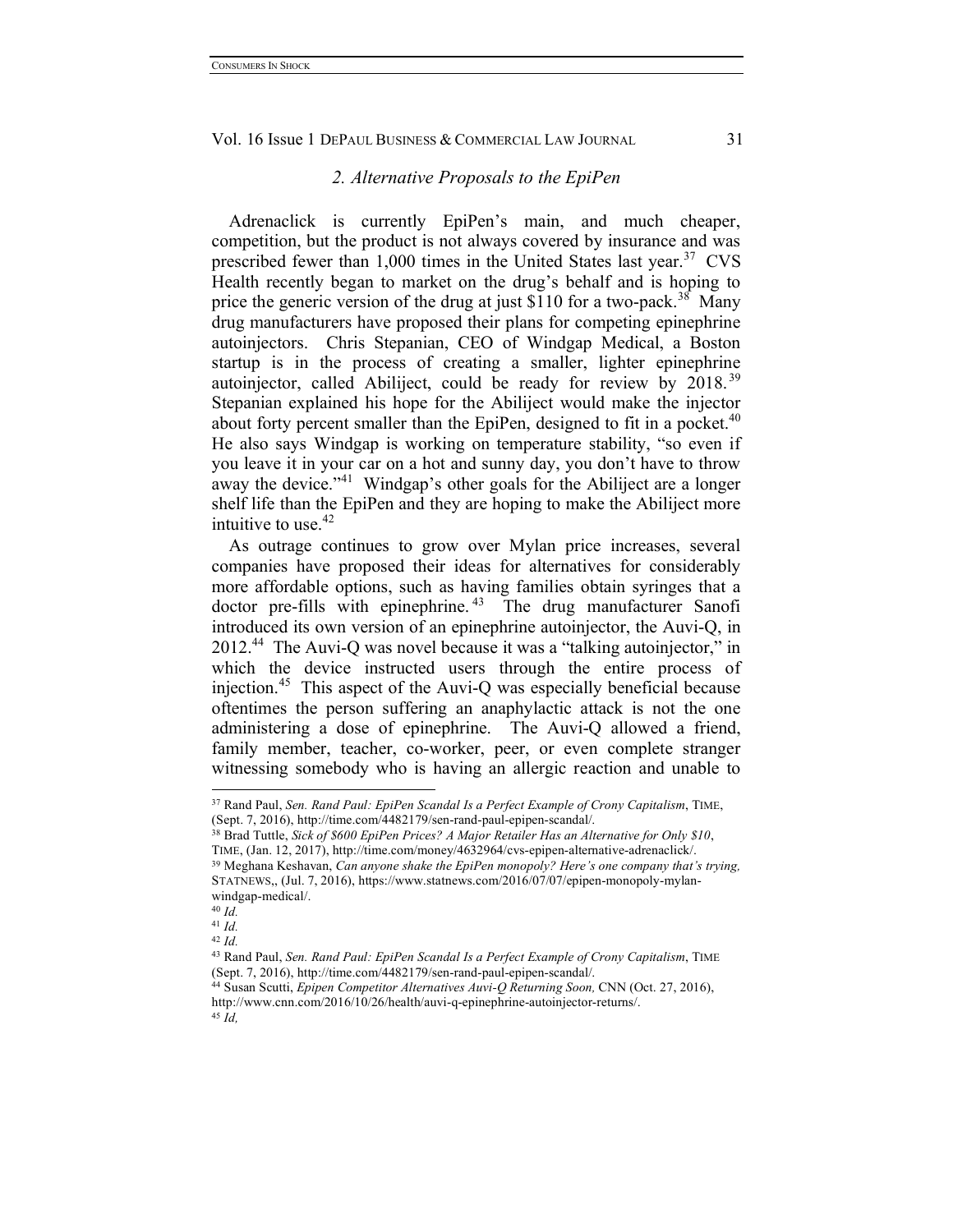### *2. Alternative Proposals to the EpiPen*

Adrenaclick is currently EpiPen's main, and much cheaper, competition, but the product is not always covered by insurance and was prescribed fewer than 1,000 times in the United States last year.[37] CVS Health recently began to market on the drug's behalf and is hoping to price the generic version of the drug at just $110 for a two-pack.[38] Many drug manufacturers have proposed their plans for competing epinephrine autoinjectors. Chris Stepanian, CEO of Windgap Medical, a Boston startup is in the process of creating a smaller, lighter epinephrine autoinjector, called Abiliject, could be ready for review by 2018.[39] Stepanian explained his hope for the Abiliject would make the injector about forty percent smaller than the EpiPen, designed to fit in a pocket.[40] He also says Windgap is working on temperature stability, "so even if you leave it in your car on a hot and sunny day, you don't have to throw away the device."[41] Windgap's other goals for the Abiliject are a longer shelf life than the EpiPen and they are hoping to make the Abiliject more intuitive to use.[42]

As outrage continues to grow over Mylan price increases, several companies have proposed their ideas for alternatives for considerably more affordable options, such as having families obtain syringes that a doctor pre-fills with epinephrine.[43] The drug manufacturer Sanofi introduced its own version of an epinephrine autoinjector, the Auvi-Q, in 2012.[44] The Auvi-Q was novel because it was a "talking autoinjector," in which the device instructed users through the entire process of injection.[45] This aspect of the Auvi-Q was especially beneficial because oftentimes the person suffering an anaphylactic attack is not the one administering a dose of epinephrine. The Auvi-Q allowed a friend, family member, teacher, co-worker, peer, or even complete stranger witnessing somebody who is having an allergic reaction and unable to

---

[37] Rand Paul, *Sen. Rand Paul: EpiPen Scandal Is a Perfect Example of Crony Capitalism*, TIME, (Sept. 7, 2016), http://time.com/4482179/sen-rand-paul-epipen-scandal/.

[38] Brad Tuttle, *Sick of $600 EpiPen Prices? A Major Retailer Has an Alternative for Only $10*, TIME, (Jan. 12, 2017), http://time.com/money/4632964/cvs-epipen-alternative-adrenaclick/.

[39] Meghana Keshavan, *Can anyone shake the EpiPen monopoly? Here's one company that's trying,* STATNEWS,, (Jul. 7, 2016), https://www.statnews.com/2016/07/07/epipen-monopoly-mylan-windgap-medical/.

[40] *Id.*

[41] *Id.*

[42] *Id.*

[43] Rand Paul, *Sen. Rand Paul: EpiPen Scandal Is a Perfect Example of Crony Capitalism*, TIME (Sept. 7, 2016), http://time.com/4482179/sen-rand-paul-epipen-scandal/.

[44] Susan Scutti, *Epipen Competitor Alternatives Auvi-Q Returning Soon,* CNN (Oct. 27, 2016), http://www.cnn.com/2016/10/26/health/auvi-q-epinephrine-autoinjector-returns/.

[45] *Id,*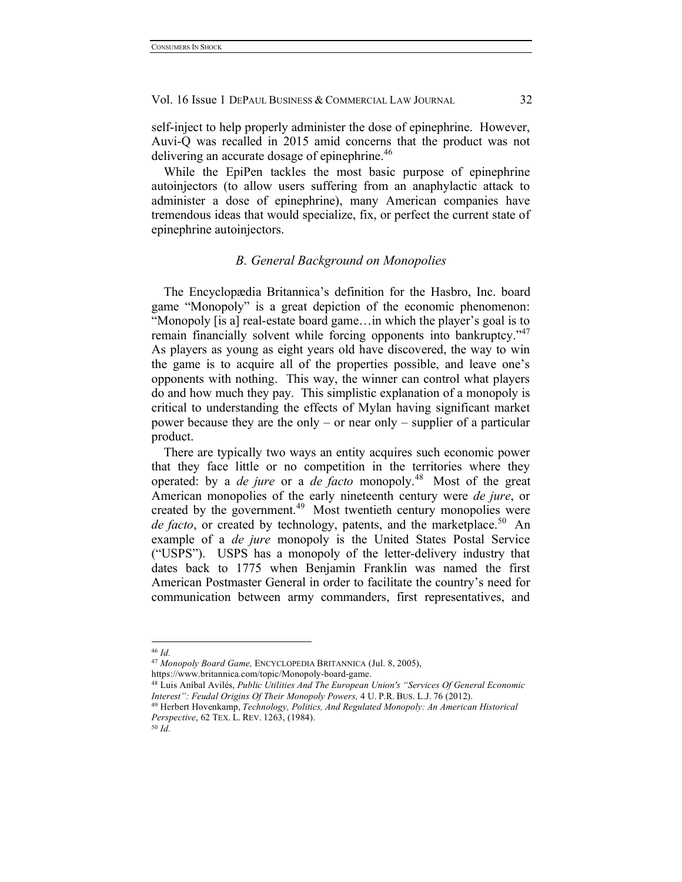self-inject to help properly administer the dose of epinephrine. However, Auvi-Q was recalled in 2015 amid concerns that the product was not delivering an accurate dosage of epinephrine.[46]

While the EpiPen tackles the most basic purpose of epinephrine autoinjectors (to allow users suffering from an anaphylactic attack to administer a dose of epinephrine), many American companies have tremendous ideas that would specialize, fix, or perfect the current state of epinephrine autoinjectors.

### *B. General Background on Monopolies*

The Encyclopædia Britannica's definition for the Hasbro, Inc. board game "Monopoly" is a great depiction of the economic phenomenon: "Monopoly [is a] real-estate board game…in which the player's goal is to remain financially solvent while forcing opponents into bankruptcy."[47] As players as young as eight years old have discovered, the way to win the game is to acquire all of the properties possible, and leave one's opponents with nothing. This way, the winner can control what players do and how much they pay. This simplistic explanation of a monopoly is critical to understanding the effects of Mylan having significant market power because they are the only – or near only – supplier of a particular product.

There are typically two ways an entity acquires such economic power that they face little or no competition in the territories where they operated: by a *de jure* or a *de facto* monopoly.[48] Most of the great American monopolies of the early nineteenth century were *de jure*, or created by the government.[49] Most twentieth century monopolies were *de facto*, or created by technology, patents, and the marketplace.[50] An example of a *de jure* monopoly is the United States Postal Service ("USPS"). USPS has a monopoly of the letter-delivery industry that dates back to 1775 when Benjamin Franklin was named the first American Postmaster General in order to facilitate the country's need for communication between army commanders, first representatives, and

---

[46] *Id.*

[47] *Monopoly Board Game,* ENCYCLOPEDIA BRITANNICA (Jul. 8, 2005), https://www.britannica.com/topic/Monopoly-board-game.

[48] Luis Aníbal Avilés, *Public Utilities And The European Union's "Services Of General Economic Interest": Feudal Origins Of Their Monopoly Powers,* 4 U. P.R. BUS. L.J. 76 (2012).

[49] Herbert Hovenkamp, *Technology, Politics, And Regulated Monopoly: An American Historical Perspective*, 62 TEX. L. REV. 1263, (1984).

[50] *Id.*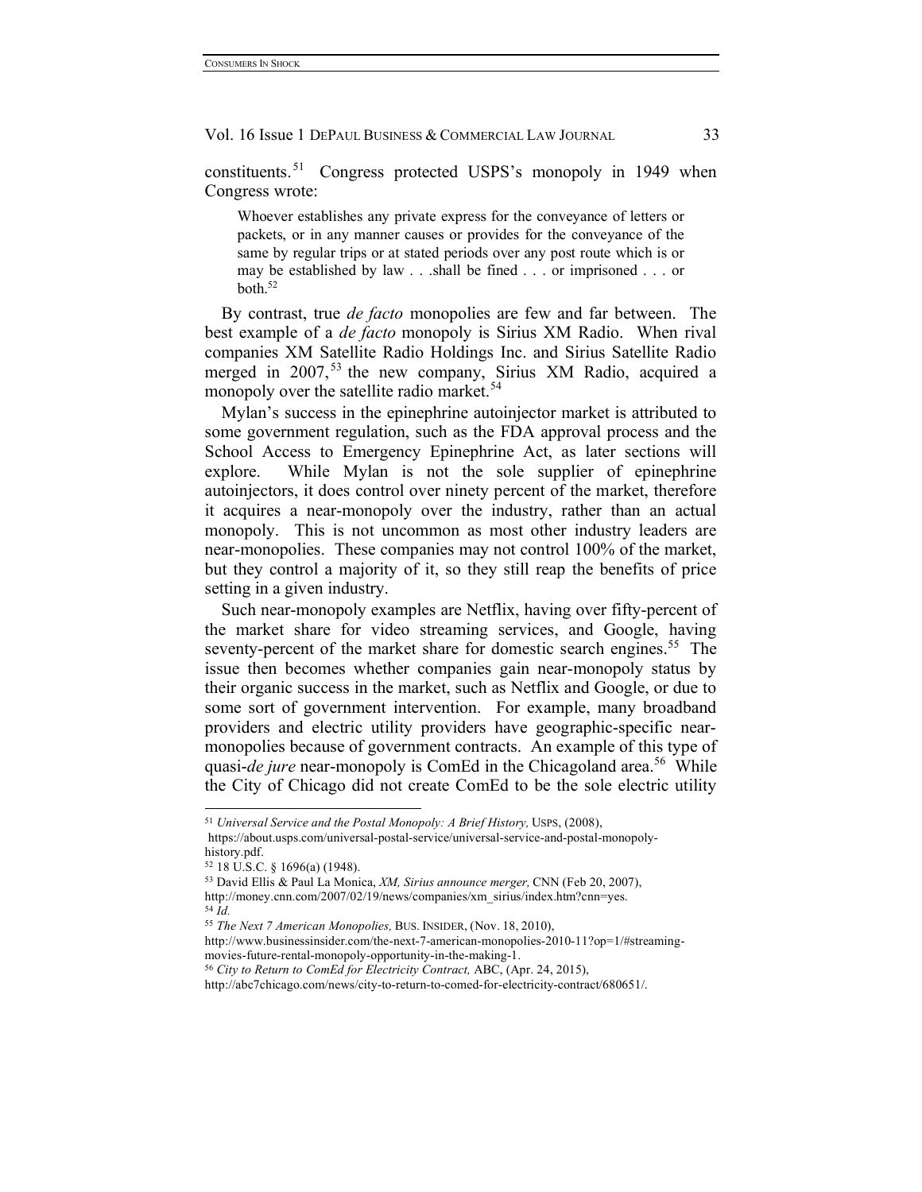constituents.[51] Congress protected USPS's monopoly in 1949 when Congress wrote:

> Whoever establishes any private express for the conveyance of letters or packets, or in any manner causes or provides for the conveyance of the same by regular trips or at stated periods over any post route which is or may be established by law . . .shall be fined . . . or imprisoned . . . or both.[52]

By contrast, true *de facto* monopolies are few and far between. The best example of a *de facto* monopoly is Sirius XM Radio. When rival companies XM Satellite Radio Holdings Inc. and Sirius Satellite Radio merged in 2007,[53] the new company, Sirius XM Radio, acquired a monopoly over the satellite radio market.[54]

Mylan's success in the epinephrine autoinjector market is attributed to some government regulation, such as the FDA approval process and the School Access to Emergency Epinephrine Act, as later sections will explore. While Mylan is not the sole supplier of epinephrine autoinjectors, it does control over ninety percent of the market, therefore it acquires a near-monopoly over the industry, rather than an actual monopoly. This is not uncommon as most other industry leaders are near-monopolies. These companies may not control 100% of the market, but they control a majority of it, so they still reap the benefits of price setting in a given industry.

Such near-monopoly examples are Netflix, having over fifty-percent of the market share for video streaming services, and Google, having seventy-percent of the market share for domestic search engines.[55] The issue then becomes whether companies gain near-monopoly status by their organic success in the market, such as Netflix and Google, or due to some sort of government intervention. For example, many broadband providers and electric utility providers have geographic-specific near-monopolies because of government contracts. An example of this type of quasi-*de jure* near-monopoly is ComEd in the Chicagoland area.[56] While the City of Chicago did not create ComEd to be the sole electric utility

---

[51] *Universal Service and the Postal Monopoly: A Brief History,* USPS, (2008), https://about.usps.com/universal-postal-service/universal-service-and-postal-monopoly-history.pdf.

[52] 18 U.S.C. § 1696(a) (1948).

[53] David Ellis & Paul La Monica, *XM, Sirius announce merger,* CNN (Feb 20, 2007), http://money.cnn.com/2007/02/19/news/companies/xm_sirius/index.htm?cnn=yes.

[54] *Id.*

[55] *The Next 7 American Monopolies,* BUS. INSIDER, (Nov. 18, 2010), http://www.businessinsider.com/the-next-7-american-monopolies-2010-11?op=1/#streaming-movies-future-rental-monopoly-opportunity-in-the-making-1.

[56] *City to Return to ComEd for Electricity Contract,* ABC, (Apr. 24, 2015), http://abc7chicago.com/news/city-to-return-to-comed-for-electricity-contract/680651/.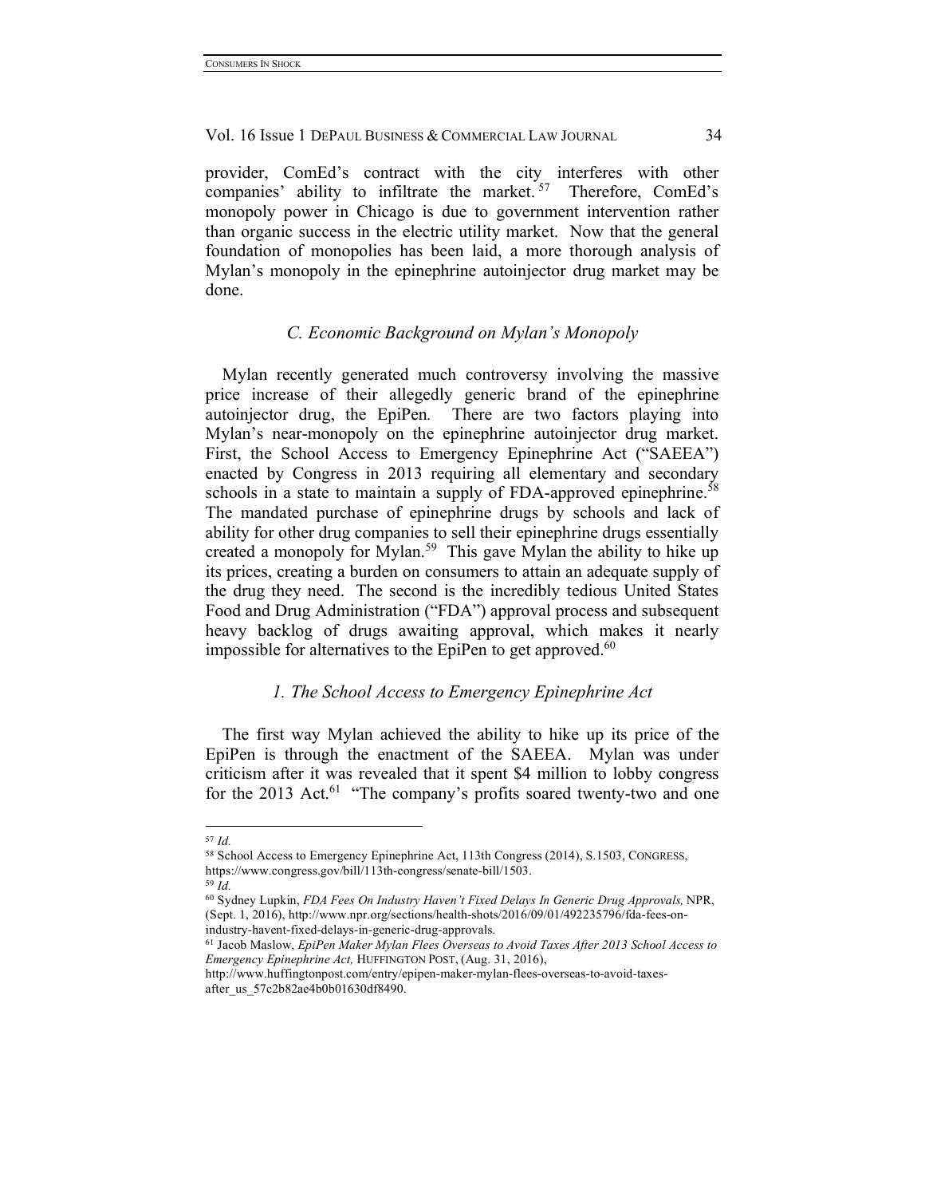provider, ComEd's contract with the city interferes with other companies' ability to infiltrate the market.[57] Therefore, ComEd's monopoly power in Chicago is due to government intervention rather than organic success in the electric utility market. Now that the general foundation of monopolies has been laid, a more thorough analysis of Mylan's monopoly in the epinephrine autoinjector drug market may be done.

### *C. Economic Background on Mylan's Monopoly*

Mylan recently generated much controversy involving the massive price increase of their allegedly generic brand of the epinephrine autoinjector drug, the EpiPen. There are two factors playing into Mylan's near-monopoly on the epinephrine autoinjector drug market. First, the School Access to Emergency Epinephrine Act ("SAEEA") enacted by Congress in 2013 requiring all elementary and secondary schools in a state to maintain a supply of FDA-approved epinephrine.[58] The mandated purchase of epinephrine drugs by schools and lack of ability for other drug companies to sell their epinephrine drugs essentially created a monopoly for Mylan.[59] This gave Mylan the ability to hike up its prices, creating a burden on consumers to attain an adequate supply of the drug they need. The second is the incredibly tedious United States Food and Drug Administration ("FDA") approval process and subsequent heavy backlog of drugs awaiting approval, which makes it nearly impossible for alternatives to the EpiPen to get approved.[60]

#### *1. The School Access to Emergency Epinephrine Act*

The first way Mylan achieved the ability to hike up its price of the EpiPen is through the enactment of the SAEEA. Mylan was under criticism after it was revealed that it spent $4 million to lobby congress for the 2013 Act.[61] "The company's profits soared twenty-two and one

---

[57] *Id.*

[58] School Access to Emergency Epinephrine Act, 113th Congress (2014), S.1503, CONGRESS, https://www.congress.gov/bill/113th-congress/senate-bill/1503.

[59] *Id.*

[60] Sydney Lupkin, *FDA Fees On Industry Haven't Fixed Delays In Generic Drug Approvals,* NPR, (Sept. 1, 2016), http://www.npr.org/sections/health-shots/2016/09/01/492235796/fda-fees-on-industry-havent-fixed-delays-in-generic-drug-approvals.

[61] Jacob Maslow, *EpiPen Maker Mylan Flees Overseas to Avoid Taxes After 2013 School Access to Emergency Epinephrine Act,* HUFFINGTON POST, (Aug. 31, 2016), http://www.huffingtonpost.com/entry/epipen-maker-mylan-flees-overseas-to-avoid-taxes-after_us_57c2b82ae4b0b01630df8490.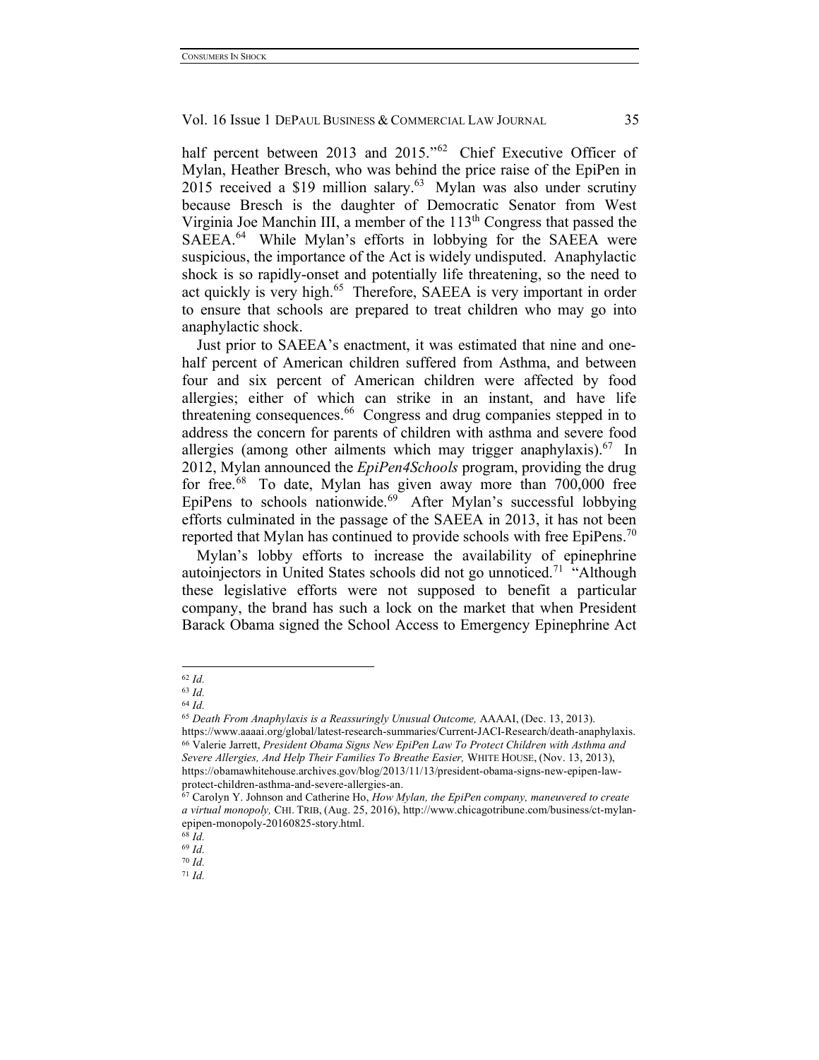half percent between 2013 and 2015."[62] Chief Executive Officer of Mylan, Heather Bresch, who was behind the price raise of the EpiPen in 2015 received a $19 million salary.[63] Mylan was also under scrutiny because Bresch is the daughter of Democratic Senator from West Virginia Joe Manchin III, a member of the 113th Congress that passed the SAEEA.[64] While Mylan's efforts in lobbying for the SAEEA were suspicious, the importance of the Act is widely undisputed. Anaphylactic shock is so rapidly-onset and potentially life threatening, so the need to act quickly is very high.[65] Therefore, SAEEA is very important in order to ensure that schools are prepared to treat children who may go into anaphylactic shock.

Just prior to SAEEA's enactment, it was estimated that nine and one-half percent of American children suffered from Asthma, and between four and six percent of American children were affected by food allergies; either of which can strike in an instant, and have life threatening consequences.[66] Congress and drug companies stepped in to address the concern for parents of children with asthma and severe food allergies (among other ailments which may trigger anaphylaxis).[67] In 2012, Mylan announced the *EpiPen4Schools* program, providing the drug for free.[68] To date, Mylan has given away more than 700,000 free EpiPens to schools nationwide.[69] After Mylan's successful lobbying efforts culminated in the passage of the SAEEA in 2013, it has not been reported that Mylan has continued to provide schools with free EpiPens.[70]

Mylan's lobby efforts to increase the availability of epinephrine autoinjectors in United States schools did not go unnoticed.[71] "Although these legislative efforts were not supposed to benefit a particular company, the brand has such a lock on the market that when President Barack Obama signed the School Access to Emergency Epinephrine Act

---

[62] *Id.*

[63] *Id.*

[64] *Id.*

[65] *Death From Anaphylaxis is a Reassuringly Unusual Outcome,* AAAAI, (Dec. 13, 2013). https://www.aaaai.org/global/latest-research-summaries/Current-JACI-Research/death-anaphylaxis.

[66] Valerie Jarrett, *President Obama Signs New EpiPen Law To Protect Children with Asthma and Severe Allergies, And Help Their Families To Breathe Easier,* WHITE HOUSE, (Nov. 13, 2013), https://obamawhitehouse.archives.gov/blog/2013/11/13/president-obama-signs-new-epipen-law-protect-children-asthma-and-severe-allergies-an.

[67] Carolyn Y. Johnson and Catherine Ho, *How Mylan, the EpiPen company, maneuvered to create a virtual monopoly,* CHI. TRIB, (Aug. 25, 2016), http://www.chicagotribune.com/business/ct-mylan-epipen-monopoly-20160825-story.html.

[68] *Id.*

[69] *Id.*

[70] *Id.*

[71] *Id.*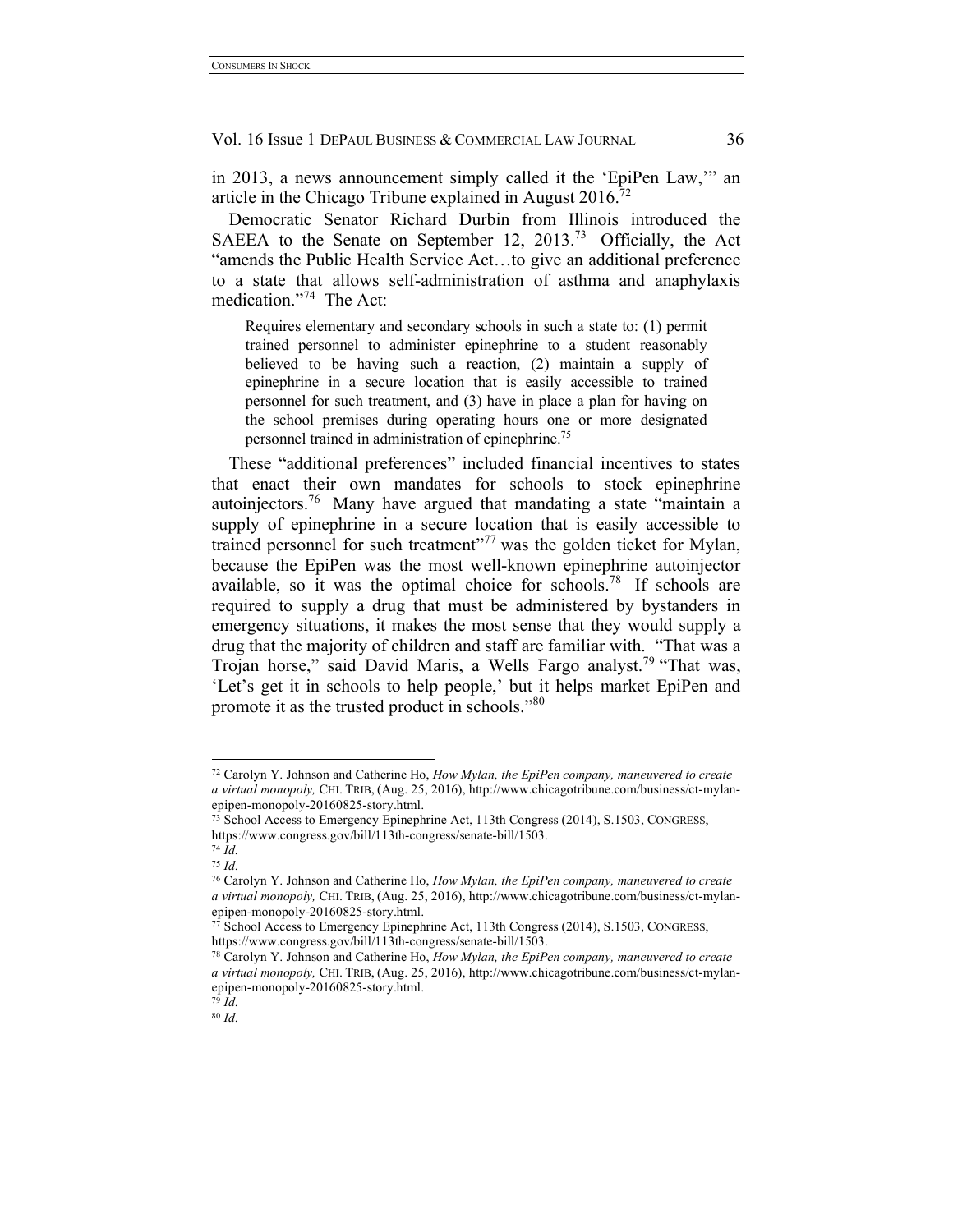in 2013, a news announcement simply called it the 'EpiPen Law,'" an article in the Chicago Tribune explained in August 2016.[72]

Democratic Senator Richard Durbin from Illinois introduced the SAEEA to the Senate on September 12, 2013.[73] Officially, the Act "amends the Public Health Service Act…to give an additional preference to a state that allows self-administration of asthma and anaphylaxis medication."[74] The Act:

> Requires elementary and secondary schools in such a state to: (1) permit trained personnel to administer epinephrine to a student reasonably believed to be having such a reaction, (2) maintain a supply of epinephrine in a secure location that is easily accessible to trained personnel for such treatment, and (3) have in place a plan for having on the school premises during operating hours one or more designated personnel trained in administration of epinephrine.[75]

These "additional preferences" included financial incentives to states that enact their own mandates for schools to stock epinephrine autoinjectors.[76] Many have argued that mandating a state "maintain a supply of epinephrine in a secure location that is easily accessible to trained personnel for such treatment"[77] was the golden ticket for Mylan, because the EpiPen was the most well-known epinephrine autoinjector available, so it was the optimal choice for schools.[78] If schools are required to supply a drug that must be administered by bystanders in emergency situations, it makes the most sense that they would supply a drug that the majority of children and staff are familiar with. "That was a Trojan horse," said David Maris, a Wells Fargo analyst.[79] "That was, 'Let's get it in schools to help people,' but it helps market EpiPen and promote it as the trusted product in schools."[80]

---

[72] Carolyn Y. Johnson and Catherine Ho, *How Mylan, the EpiPen company, maneuvered to create a virtual monopoly,* CHI. TRIB, (Aug. 25, 2016), http://www.chicagotribune.com/business/ct-mylan-epipen-monopoly-20160825-story.html.

[73] School Access to Emergency Epinephrine Act, 113th Congress (2014), S.1503, CONGRESS, https://www.congress.gov/bill/113th-congress/senate-bill/1503.

[74] *Id.*

[75] *Id.*

[76] Carolyn Y. Johnson and Catherine Ho, *How Mylan, the EpiPen company, maneuvered to create a virtual monopoly,* CHI. TRIB, (Aug. 25, 2016), http://www.chicagotribune.com/business/ct-mylan-epipen-monopoly-20160825-story.html.

[77] School Access to Emergency Epinephrine Act, 113th Congress (2014), S.1503, CONGRESS, https://www.congress.gov/bill/113th-congress/senate-bill/1503.

[78] Carolyn Y. Johnson and Catherine Ho, *How Mylan, the EpiPen company, maneuvered to create a virtual monopoly,* CHI. TRIB, (Aug. 25, 2016), http://www.chicagotribune.com/business/ct-mylan-epipen-monopoly-20160825-story.html.

[79] *Id.*

[80] *Id.*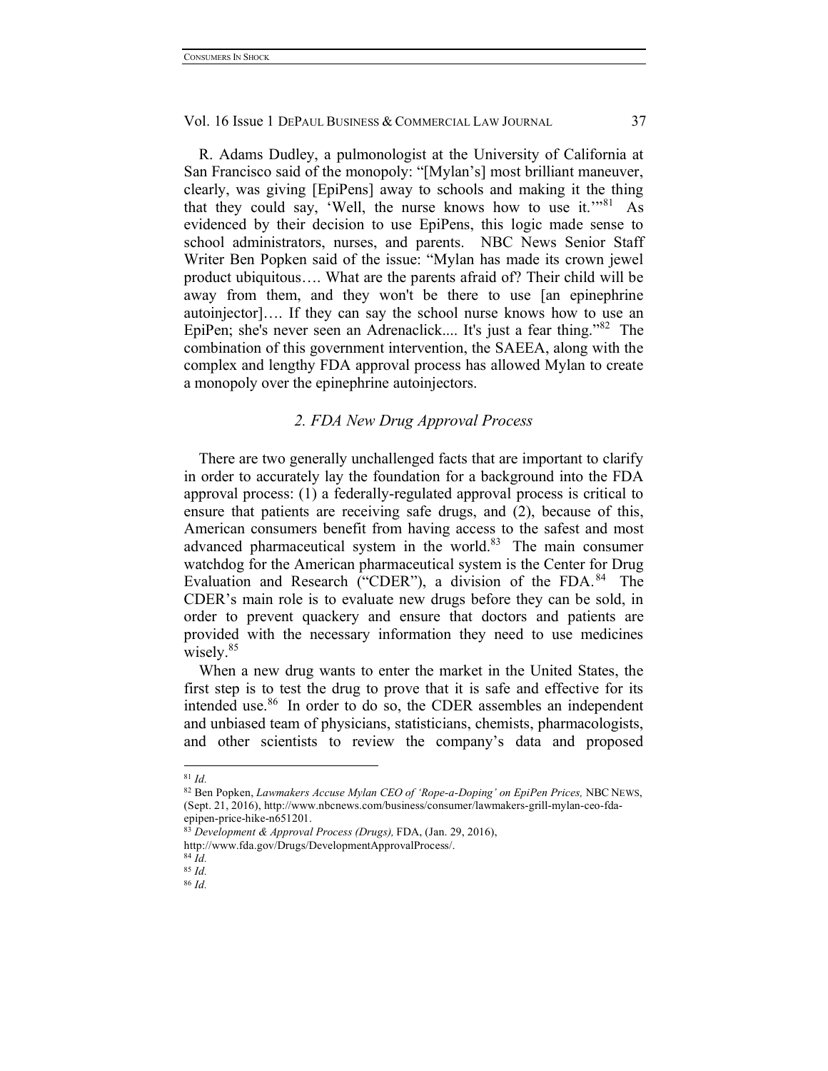R. Adams Dudley, a pulmonologist at the University of California at San Francisco said of the monopoly: "[Mylan's] most brilliant maneuver, clearly, was giving [EpiPens] away to schools and making it the thing that they could say, 'Well, the nurse knows how to use it.'"[81] As evidenced by their decision to use EpiPens, this logic made sense to school administrators, nurses, and parents. NBC News Senior Staff Writer Ben Popken said of the issue: "Mylan has made its crown jewel product ubiquitous…. What are the parents afraid of? Their child will be away from them, and they won't be there to use [an epinephrine autoinjector]…. If they can say the school nurse knows how to use an EpiPen; she's never seen an Adrenaclick.... It's just a fear thing."[82] The combination of this government intervention, the SAEEA, along with the complex and lengthy FDA approval process has allowed Mylan to create a monopoly over the epinephrine autoinjectors.

### *2. FDA New Drug Approval Process*

There are two generally unchallenged facts that are important to clarify in order to accurately lay the foundation for a background into the FDA approval process: (1) a federally-regulated approval process is critical to ensure that patients are receiving safe drugs, and (2), because of this, American consumers benefit from having access to the safest and most advanced pharmaceutical system in the world.[83] The main consumer watchdog for the American pharmaceutical system is the Center for Drug Evaluation and Research ("CDER"), a division of the FDA.[84] The CDER's main role is to evaluate new drugs before they can be sold, in order to prevent quackery and ensure that doctors and patients are provided with the necessary information they need to use medicines wisely.[85]

When a new drug wants to enter the market in the United States, the first step is to test the drug to prove that it is safe and effective for its intended use.[86] In order to do so, the CDER assembles an independent and unbiased team of physicians, statisticians, chemists, pharmacologists, and other scientists to review the company's data and proposed

---

[81] *Id.*

[82] Ben Popken, *Lawmakers Accuse Mylan CEO of 'Rope-a-Doping' on EpiPen Prices,* NBC NEWS, (Sept. 21, 2016), http://www.nbcnews.com/business/consumer/lawmakers-grill-mylan-ceo-fda-epipen-price-hike-n651201.

[83] *Development & Approval Process (Drugs),* FDA, (Jan. 29, 2016), http://www.fda.gov/Drugs/DevelopmentApprovalProcess/.

[84] *Id.*

[85] *Id.*

[86] *Id.*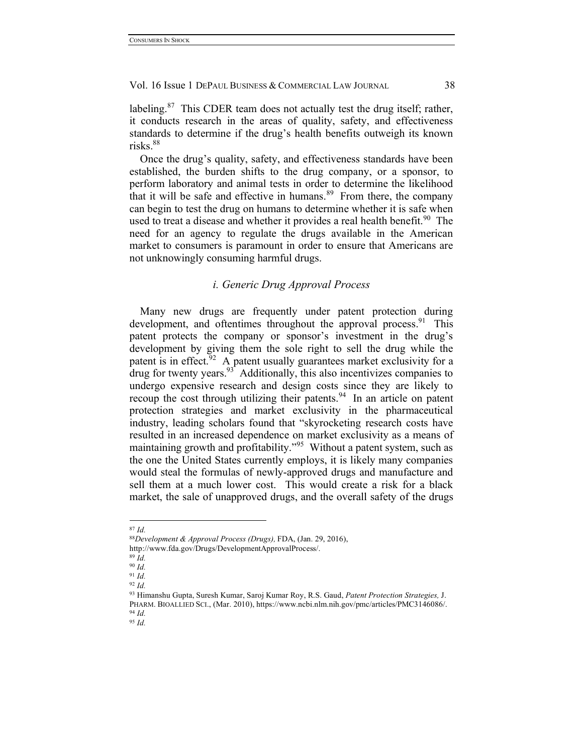labeling.[87] This CDER team does not actually test the drug itself; rather, it conducts research in the areas of quality, safety, and effectiveness standards to determine if the drug's health benefits outweigh its known risks.[88]

Once the drug's quality, safety, and effectiveness standards have been established, the burden shifts to the drug company, or a sponsor, to perform laboratory and animal tests in order to determine the likelihood that it will be safe and effective in humans.[89] From there, the company can begin to test the drug on humans to determine whether it is safe when used to treat a disease and whether it provides a real health benefit.[90] The need for an agency to regulate the drugs available in the American market to consumers is paramount in order to ensure that Americans are not unknowingly consuming harmful drugs.

### *i. Generic Drug Approval Process*

Many new drugs are frequently under patent protection during development, and oftentimes throughout the approval process.[91] This patent protects the company or sponsor's investment in the drug's development by giving them the sole right to sell the drug while the patent is in effect.[92] A patent usually guarantees market exclusivity for a drug for twenty years.[93] Additionally, this also incentivizes companies to undergo expensive research and design costs since they are likely to recoup the cost through utilizing their patents.[94] In an article on patent protection strategies and market exclusivity in the pharmaceutical industry, leading scholars found that "skyrocketing research costs have resulted in an increased dependence on market exclusivity as a means of maintaining growth and profitability."[95] Without a patent system, such as the one the United States currently employs, it is likely many companies would steal the formulas of newly-approved drugs and manufacture and sell them at a much lower cost. This would create a risk for a black market, the sale of unapproved drugs, and the overall safety of the drugs

---

[87] *Id.*

[88] *Development & Approval Process (Drugs),* FDA, (Jan. 29, 2016), http://www.fda.gov/Drugs/DevelopmentApprovalProcess/.

[89] *Id.*

[90] *Id.*

[91] *Id.*

[92] *Id.*

[93] Himanshu Gupta, Suresh Kumar, Saroj Kumar Roy, R.S. Gaud, *Patent Protection Strategies,* J. PHARM. BIOALLIED SCI., (Mar. 2010), https://www.ncbi.nlm.nih.gov/pmc/articles/PMC3146086/.

[94] *Id.*

[95] *Id.*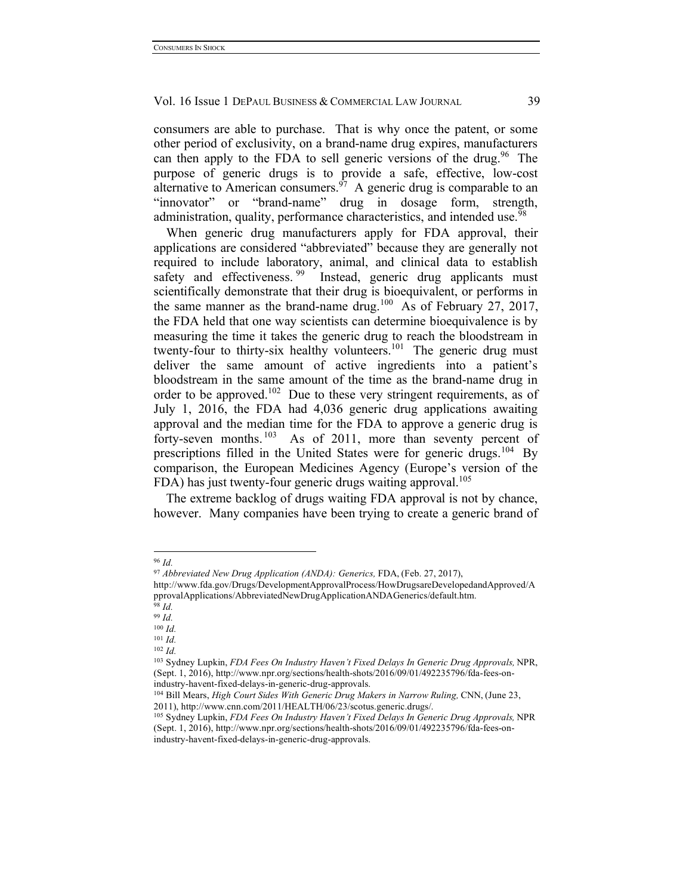consumers are able to purchase. That is why once the patent, or some other period of exclusivity, on a brand-name drug expires, manufacturers can then apply to the FDA to sell generic versions of the drug.[96] The purpose of generic drugs is to provide a safe, effective, low-cost alternative to American consumers.[97] A generic drug is comparable to an "innovator" or "brand-name" drug in dosage form, strength, administration, quality, performance characteristics, and intended use.[98]

When generic drug manufacturers apply for FDA approval, their applications are considered "abbreviated" because they are generally not required to include laboratory, animal, and clinical data to establish safety and effectiveness.[99] Instead, generic drug applicants must scientifically demonstrate that their drug is bioequivalent, or performs in the same manner as the brand-name drug.[100] As of February 27, 2017, the FDA held that one way scientists can determine bioequivalence is by measuring the time it takes the generic drug to reach the bloodstream in twenty-four to thirty-six healthy volunteers.[101] The generic drug must deliver the same amount of active ingredients into a patient's bloodstream in the same amount of the time as the brand-name drug in order to be approved.[102] Due to these very stringent requirements, as of July 1, 2016, the FDA had 4,036 generic drug applications awaiting approval and the median time for the FDA to approve a generic drug is forty-seven months.[103] As of 2011, more than seventy percent of prescriptions filled in the United States were for generic drugs.[104] By comparison, the European Medicines Agency (Europe's version of the FDA) has just twenty-four generic drugs waiting approval.[105]

The extreme backlog of drugs waiting FDA approval is not by chance, however. Many companies have been trying to create a generic brand of

---

[96] *Id.*

[97] *Abbreviated New Drug Application (ANDA): Generics,* FDA, (Feb. 27, 2017), http://www.fda.gov/Drugs/DevelopmentApprovalProcess/HowDrugsareDevelopedandApproved/ApprovalApplications/AbbreviatedNewDrugApplicationANDAGenerics/default.htm.

[98] *Id.*

[99] *Id.*

[100] *Id.*

[101] *Id.*

[102] *Id.*

[103] Sydney Lupkin, *FDA Fees On Industry Haven't Fixed Delays In Generic Drug Approvals,* NPR, (Sept. 1, 2016), http://www.npr.org/sections/health-shots/2016/09/01/492235796/fda-fees-on-industry-havent-fixed-delays-in-generic-drug-approvals.

[104] Bill Mears, *High Court Sides With Generic Drug Makers in Narrow Ruling,* CNN, (June 23, 2011), http://www.cnn.com/2011/HEALTH/06/23/scotus.generic.drugs/.

[105] Sydney Lupkin, *FDA Fees On Industry Haven't Fixed Delays In Generic Drug Approvals,* NPR (Sept. 1, 2016), http://www.npr.org/sections/health-shots/2016/09/01/492235796/fda-fees-on-industry-havent-fixed-delays-in-generic-drug-approvals.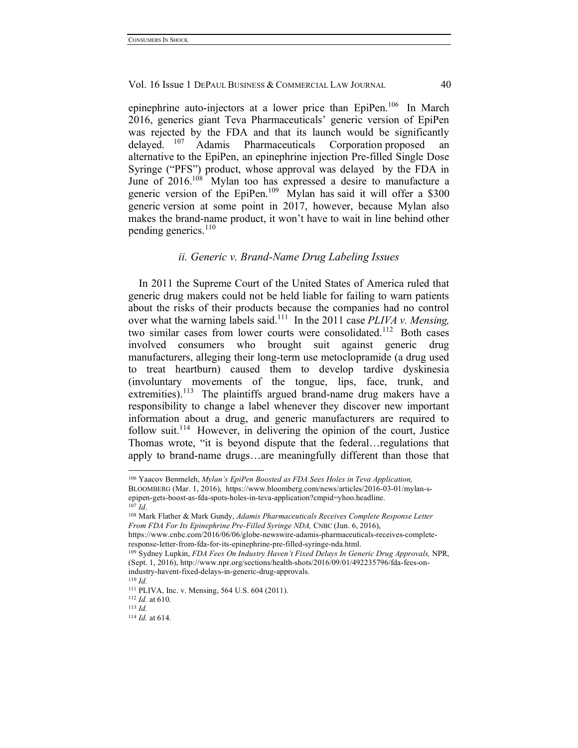epinephrine auto-injectors at a lower price than EpiPen.[106] In March 2016, generics giant Teva Pharmaceuticals' generic version of EpiPen was rejected by the FDA and that its launch would be significantly delayed.[107] Adamis Pharmaceuticals Corporation proposed an alternative to the EpiPen, an epinephrine injection Pre-filled Single Dose Syringe ("PFS") product, whose approval was delayed by the FDA in June of 2016.[108] Mylan too has expressed a desire to manufacture a generic version of the EpiPen.[109] Mylan has said it will offer a $300 generic version at some point in 2017, however, because Mylan also makes the brand-name product, it won't have to wait in line behind other pending generics.[110]

### *ii. Generic v. Brand-Name Drug Labeling Issues*

In 2011 the Supreme Court of the United States of America ruled that generic drug makers could not be held liable for failing to warn patients about the risks of their products because the companies had no control over what the warning labels said.[111] In the 2011 case *PLIVA v. Mensing,* two similar cases from lower courts were consolidated.[112] Both cases involved consumers who brought suit against generic drug manufacturers, alleging their long-term use metoclopramide (a drug used to treat heartburn) caused them to develop tardive dyskinesia (involuntary movements of the tongue, lips, face, trunk, and extremities).[113] The plaintiffs argued brand-name drug makers have a responsibility to change a label whenever they discover new important information about a drug, and generic manufacturers are required to follow suit.[114] However, in delivering the opinion of the court, Justice Thomas wrote, "it is beyond dispute that the federal…regulations that apply to brand-name drugs…are meaningfully different than those that

---

[106] Yaacov Benmeleh, *Mylan's EpiPen Boosted as FDA Sees Holes in Teva Application,* BLOOMBERG (Mar. 1, 2016), https://www.bloomberg.com/news/articles/2016-03-01/mylan-s-epipen-gets-boost-as-fda-spots-holes-in-teva-application?cmpid=yhoo.headline.

[107] *Id*.

[108] Mark Flather & Mark Gundy, *Adamis Pharmaceuticals Receives Complete Response Letter From FDA For Its Epinephrine Pre-Filled Syringe NDA,* CNBC (Jun. 6, 2016), https://www.cnbc.com/2016/06/06/globe-newswire-adamis-pharmaceuticals-receives-complete-response-letter-from-fda-for-its-epinephrine-pre-filled-syringe-nda.html.

[109] Sydney Lupkin, *FDA Fees On Industry Haven't Fixed Delays In Generic Drug Approvals,* NPR, (Sept. 1, 2016), http://www.npr.org/sections/health-shots/2016/09/01/492235796/fda-fees-on-industry-havent-fixed-delays-in-generic-drug-approvals.

[110] *Id.*

[111] PLIVA, Inc. v. Mensing, 564 U.S. 604 (2011).

[112] *Id.* at 610.

[113] *Id.*

[114] *Id.* at 614.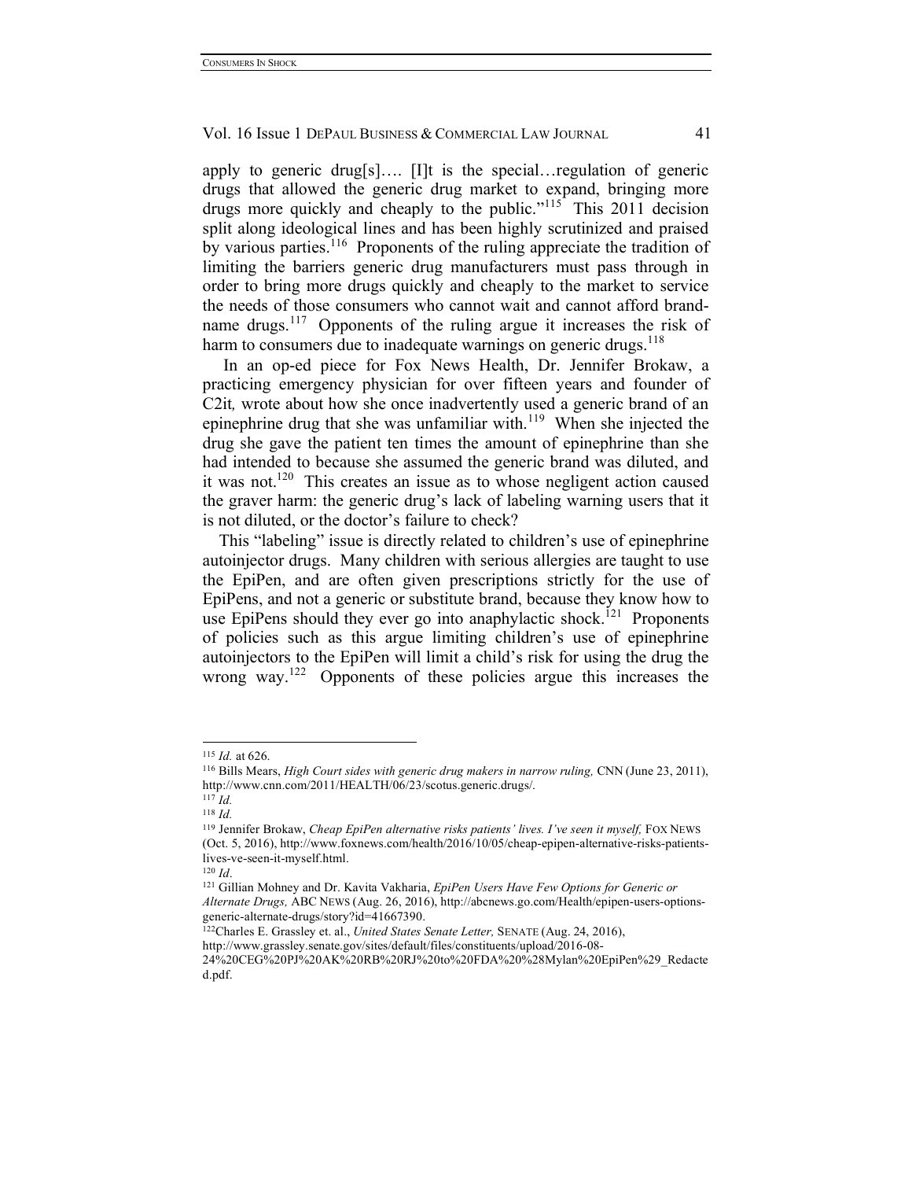apply to generic drug[s]…. [I]t is the special…regulation of generic drugs that allowed the generic drug market to expand, bringing more drugs more quickly and cheaply to the public."[115] This 2011 decision split along ideological lines and has been highly scrutinized and praised by various parties.[116] Proponents of the ruling appreciate the tradition of limiting the barriers generic drug manufacturers must pass through in order to bring more drugs quickly and cheaply to the market to service the needs of those consumers who cannot wait and cannot afford brand-name drugs.[117] Opponents of the ruling argue it increases the risk of harm to consumers due to inadequate warnings on generic drugs.[118]

In an op-ed piece for Fox News Health, Dr. Jennifer Brokaw, a practicing emergency physician for over fifteen years and founder of C2it*,* wrote about how she once inadvertently used a generic brand of an epinephrine drug that she was unfamiliar with.[119] When she injected the drug she gave the patient ten times the amount of epinephrine than she had intended to because she assumed the generic brand was diluted, and it was not.[120] This creates an issue as to whose negligent action caused the graver harm: the generic drug's lack of labeling warning users that it is not diluted, or the doctor's failure to check?

This "labeling" issue is directly related to children's use of epinephrine autoinjector drugs. Many children with serious allergies are taught to use the EpiPen, and are often given prescriptions strictly for the use of EpiPens, and not a generic or substitute brand, because they know how to use EpiPens should they ever go into anaphylactic shock.[121] Proponents of policies such as this argue limiting children's use of epinephrine autoinjectors to the EpiPen will limit a child's risk for using the drug the wrong way.[122] Opponents of these policies argue this increases the

---

[115] *Id.* at 626.

[116] Bills Mears, *High Court sides with generic drug makers in narrow ruling,* CNN (June 23, 2011), http://www.cnn.com/2011/HEALTH/06/23/scotus.generic.drugs/.

[117] *Id.*

[118] *Id.*

[119] Jennifer Brokaw, *Cheap EpiPen alternative risks patients' lives. I've seen it myself,* FOX NEWS (Oct. 5, 2016), http://www.foxnews.com/health/2016/10/05/cheap-epipen-alternative-risks-patients-lives-ve-seen-it-myself.html.

[120] *Id*.

[121] Gillian Mohney and Dr. Kavita Vakharia, *EpiPen Users Have Few Options for Generic or Alternate Drugs,* ABC NEWS (Aug. 26, 2016), http://abcnews.go.com/Health/epipen-users-options-generic-alternate-drugs/story?id=41667390.

[122] Charles E. Grassley et. al., *United States Senate Letter,* SENATE (Aug. 24, 2016), http://www.grassley.senate.gov/sites/default/files/constituents/upload/2016-08-24%20CEG%20PJ%20AK%20RB%20RJ%20to%20FDA%20%28Mylan%20EpiPen%29_Redacted.pdf.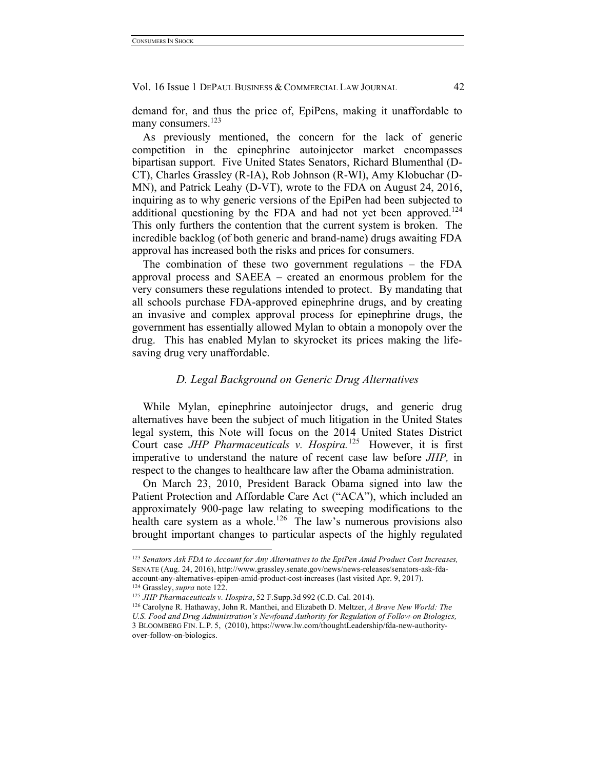demand for, and thus the price of, EpiPens, making it unaffordable to many consumers.[123]

As previously mentioned, the concern for the lack of generic competition in the epinephrine autoinjector market encompasses bipartisan support. Five United States Senators, Richard Blumenthal (D-CT), Charles Grassley (R-IA), Rob Johnson (R-WI), Amy Klobuchar (D-MN), and Patrick Leahy (D-VT), wrote to the FDA on August 24, 2016, inquiring as to why generic versions of the EpiPen had been subjected to additional questioning by the FDA and had not yet been approved.[124] This only furthers the contention that the current system is broken. The incredible backlog (of both generic and brand-name) drugs awaiting FDA approval has increased both the risks and prices for consumers.

The combination of these two government regulations – the FDA approval process and SAEEA – created an enormous problem for the very consumers these regulations intended to protect. By mandating that all schools purchase FDA-approved epinephrine drugs, and by creating an invasive and complex approval process for epinephrine drugs, the government has essentially allowed Mylan to obtain a monopoly over the drug. This has enabled Mylan to skyrocket its prices making the life-saving drug very unaffordable.

### *D. Legal Background on Generic Drug Alternatives*

While Mylan, epinephrine autoinjector drugs, and generic drug alternatives have been the subject of much litigation in the United States legal system, this Note will focus on the 2014 United States District Court case *JHP Pharmaceuticals v. Hospira.*[125] However, it is first imperative to understand the nature of recent case law before *JHP,* in respect to the changes to healthcare law after the Obama administration.

On March 23, 2010, President Barack Obama signed into law the Patient Protection and Affordable Care Act ("ACA"), which included an approximately 900-page law relating to sweeping modifications to the health care system as a whole.[126] The law's numerous provisions also brought important changes to particular aspects of the highly regulated

---

[123] *Senators Ask FDA to Account for Any Alternatives to the EpiPen Amid Product Cost Increases,* SENATE (Aug. 24, 2016), http://www.grassley.senate.gov/news/news-releases/senators-ask-fda-account-any-alternatives-epipen-amid-product-cost-increases (last visited Apr. 9, 2017).

[124] Grassley, *supra* note 122.

[125] *JHP Pharmaceuticals v. Hospira*, 52 F.Supp.3d 992 (C.D. Cal. 2014).

[126] Carolyne R. Hathaway, John R. Manthei, and Elizabeth D. Meltzer, *A Brave New World: The U.S. Food and Drug Administration's Newfound Authority for Regulation of Follow-on Biologics,* 3 BLOOMBERG FIN. L.P. 5, (2010), https://www.lw.com/thoughtLeadership/fda-new-authority-over-follow-on-biologics.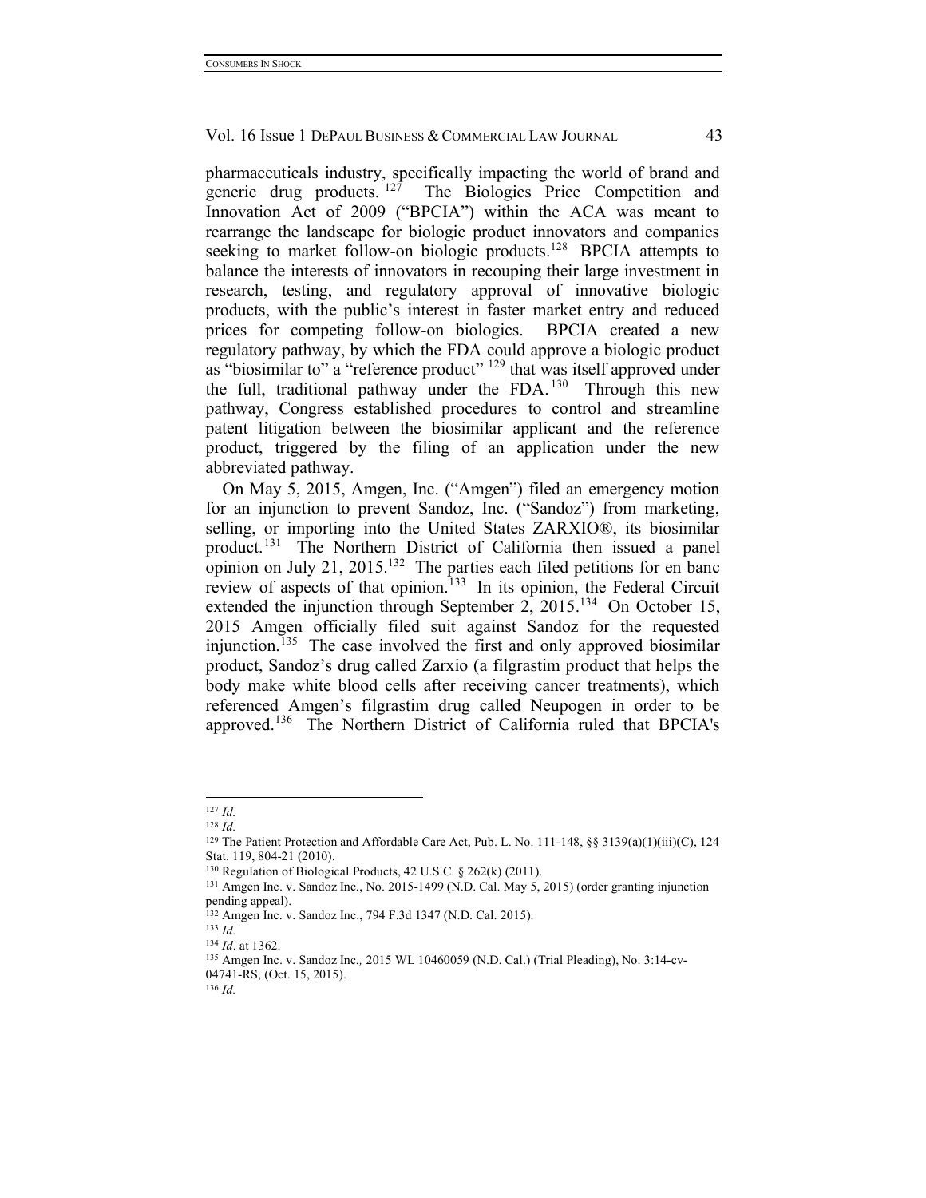pharmaceuticals industry, specifically impacting the world of brand and generic drug products.[127] The Biologics Price Competition and Innovation Act of 2009 ("BPCIA") within the ACA was meant to rearrange the landscape for biologic product innovators and companies seeking to market follow-on biologic products.[128] BPCIA attempts to balance the interests of innovators in recouping their large investment in research, testing, and regulatory approval of innovative biologic products, with the public's interest in faster market entry and reduced prices for competing follow-on biologics. BPCIA created a new regulatory pathway, by which the FDA could approve a biologic product as "biosimilar to" a "reference product" [129] that was itself approved under the full, traditional pathway under the FDA.[130] Through this new pathway, Congress established procedures to control and streamline patent litigation between the biosimilar applicant and the reference product, triggered by the filing of an application under the new abbreviated pathway.

On May 5, 2015, Amgen, Inc. ("Amgen") filed an emergency motion for an injunction to prevent Sandoz, Inc. ("Sandoz") from marketing, selling, or importing into the United States ZARXIO®, its biosimilar product.[131] The Northern District of California then issued a panel opinion on July 21, 2015.[132] The parties each filed petitions for en banc review of aspects of that opinion.[133] In its opinion, the Federal Circuit extended the injunction through September 2, 2015.[134] On October 15, 2015 Amgen officially filed suit against Sandoz for the requested injunction.[135] The case involved the first and only approved biosimilar product, Sandoz's drug called Zarxio (a filgrastim product that helps the body make white blood cells after receiving cancer treatments), which referenced Amgen's filgrastim drug called Neupogen in order to be approved.[136] The Northern District of California ruled that BPCIA's

---

[127] *Id.*

[128] *Id.*

[129] The Patient Protection and Affordable Care Act, Pub. L. No. 111-148, §§ 3139(a)(1)(iii)(C), 124 Stat. 119, 804-21 (2010).

[130] Regulation of Biological Products, 42 U.S.C. § 262(k) (2011).

[131] Amgen Inc. v. Sandoz Inc., No. 2015-1499 (N.D. Cal. May 5, 2015) (order granting injunction pending appeal).

[132] Amgen Inc. v. Sandoz Inc., 794 F.3d 1347 (N.D. Cal. 2015).

[133] *Id.*

[134] *Id*. at 1362.

[135] Amgen Inc. v. Sandoz Inc*.,* 2015 WL 10460059 (N.D. Cal.) (Trial Pleading), No. 3:14-cv-04741-RS, (Oct. 15, 2015).

[136] *Id.*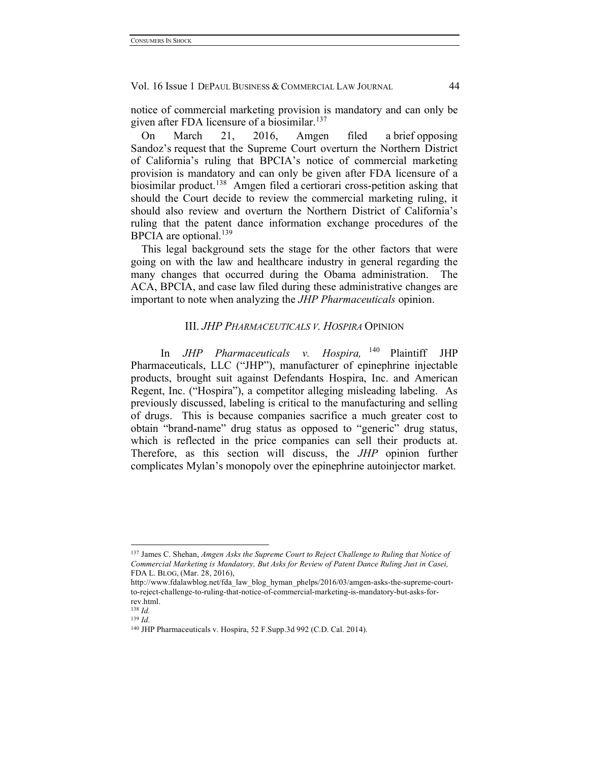notice of commercial marketing provision is mandatory and can only be given after FDA licensure of a biosimilar.[137]

On March 21, 2016, Amgen filed a brief opposing Sandoz's request that the Supreme Court overturn the Northern District of California's ruling that BPCIA's notice of commercial marketing provision is mandatory and can only be given after FDA licensure of a biosimilar product.[138] Amgen filed a certiorari cross-petition asking that should the Court decide to review the commercial marketing ruling, it should also review and overturn the Northern District of California's ruling that the patent dance information exchange procedures of the BPCIA are optional.[139]

This legal background sets the stage for the other factors that were going on with the law and healthcare industry in general regarding the many changes that occurred during the Obama administration. The ACA, BPCIA, and case law filed during these administrative changes are important to note when analyzing the *JHP Pharmaceuticals* opinion.

## III. *JHP PHARMACEUTICALS V. HOSPIRA* OPINION

In *JHP Pharmaceuticals v. Hospira,* [140] Plaintiff JHP Pharmaceuticals, LLC ("JHP"), manufacturer of epinephrine injectable products, brought suit against Defendants Hospira, Inc. and American Regent, Inc. ("Hospira"), a competitor alleging misleading labeling. As previously discussed, labeling is critical to the manufacturing and selling of drugs. This is because companies sacrifice a much greater cost to obtain "brand-name" drug status as opposed to "generic" drug status, which is reflected in the price companies can sell their products at. Therefore, as this section will discuss, the *JHP* opinion further complicates Mylan's monopoly over the epinephrine autoinjector market.

---

[137] James C. Shehan, *Amgen Asks the Supreme Court to Reject Challenge to Ruling that Notice of Commercial Marketing is Mandatory, But Asks for Review of Patent Dance Ruling Just in Casei,* FDA L. BLOG, (Mar. 28, 2016), http://www.fdalawblog.net/fda_law_blog_hyman_phelps/2016/03/amgen-asks-the-supreme-court-to-reject-challenge-to-ruling-that-notice-of-commercial-marketing-is-mandatory-but-asks-for-rev.html.

[138] *Id.*

[139] *Id.*

[140] JHP Pharmaceuticals v. Hospira, 52 F.Supp.3d 992 (C.D. Cal. 2014).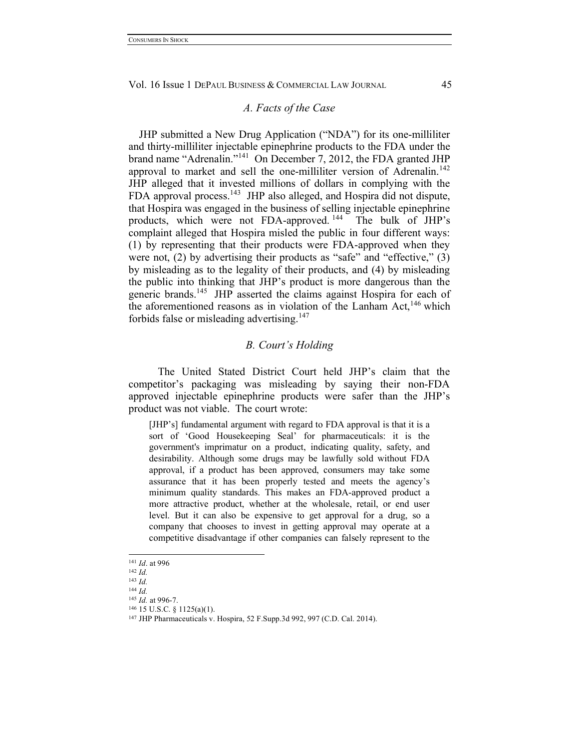### A. Facts of the Case

JHP submitted a New Drug Application ("NDA") for its one-milliliter and thirty-milliliter injectable epinephrine products to the FDA under the brand name "Adrenalin."[141] On December 7, 2012, the FDA granted JHP approval to market and sell the one-milliliter version of Adrenalin.[142] JHP alleged that it invested millions of dollars in complying with the FDA approval process.[143] JHP also alleged, and Hospira did not dispute, that Hospira was engaged in the business of selling injectable epinephrine products, which were not FDA-approved.[144] The bulk of JHP's complaint alleged that Hospira misled the public in four different ways: (1) by representing that their products were FDA-approved when they were not, (2) by advertising their products as "safe" and "effective," (3) by misleading as to the legality of their products, and (4) by misleading the public into thinking that JHP's product is more dangerous than the generic brands.[145] JHP asserted the claims against Hospira for each of the aforementioned reasons as in violation of the Lanham Act,[146] which forbids false or misleading advertising.[147]

### B. Court's Holding

The United Stated District Court held JHP's claim that the competitor's packaging was misleading by saying their non-FDA approved injectable epinephrine products were safer than the JHP's product was not viable. The court wrote:

> [JHP's] fundamental argument with regard to FDA approval is that it is a sort of 'Good Housekeeping Seal' for pharmaceuticals: it is the government's imprimatur on a product, indicating quality, safety, and desirability. Although some drugs may be lawfully sold without FDA approval, if a product has been approved, consumers may take some assurance that it has been properly tested and meets the agency's minimum quality standards. This makes an FDA-approved product a more attractive product, whether at the wholesale, retail, or end user level. But it can also be expensive to get approval for a drug, so a company that chooses to invest in getting approval may operate at a competitive disadvantage if other companies can falsely represent to the

---

[141] *Id*. at 996

[142] *Id.*

[143] *Id.*

[144] *Id.*

[145] *Id.* at 996-7.

[146] 15 U.S.C. § 1125(a)(1).

[147] JHP Pharmaceuticals v. Hospira, 52 F.Supp.3d 992, 997 (C.D. Cal. 2014).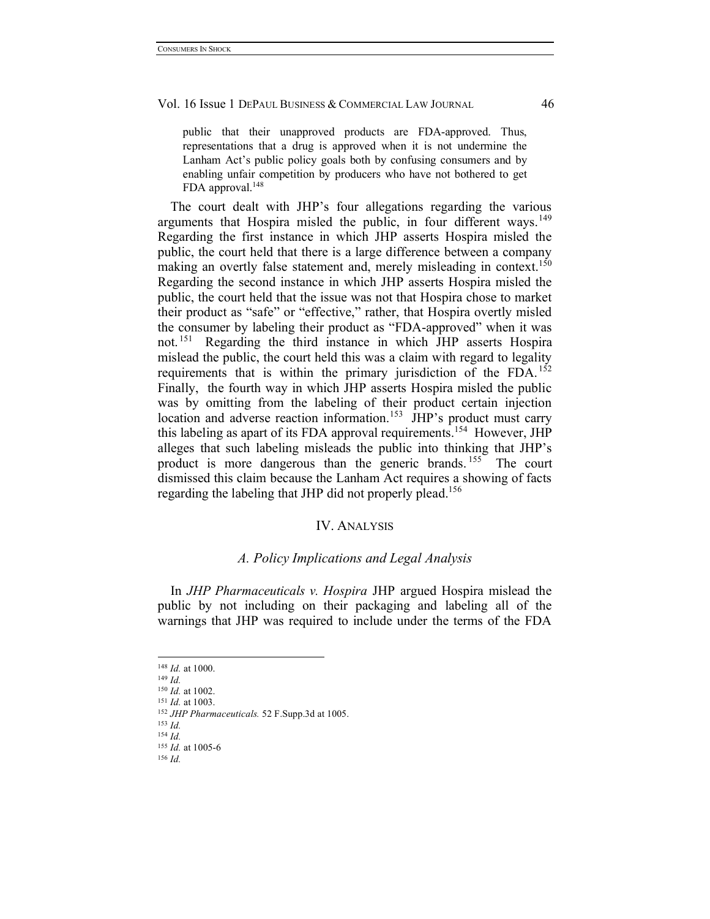> public that their unapproved products are FDA-approved. Thus, representations that a drug is approved when it is not undermine the Lanham Act's public policy goals both by confusing consumers and by enabling unfair competition by producers who have not bothered to get FDA approval.[148]

The court dealt with JHP's four allegations regarding the various arguments that Hospira misled the public, in four different ways.[149] Regarding the first instance in which JHP asserts Hospira misled the public, the court held that there is a large difference between a company making an overtly false statement and, merely misleading in context.[150] Regarding the second instance in which JHP asserts Hospira misled the public, the court held that the issue was not that Hospira chose to market their product as "safe" or "effective," rather, that Hospira overtly misled the consumer by labeling their product as "FDA-approved" when it was not.[151] Regarding the third instance in which JHP asserts Hospira mislead the public, the court held this was a claim with regard to legality requirements that is within the primary jurisdiction of the FDA.[152] Finally, the fourth way in which JHP asserts Hospira misled the public was by omitting from the labeling of their product certain injection location and adverse reaction information.[153] JHP's product must carry this labeling as apart of its FDA approval requirements.[154] However, JHP alleges that such labeling misleads the public into thinking that JHP's product is more dangerous than the generic brands.[155] The court dismissed this claim because the Lanham Act requires a showing of facts regarding the labeling that JHP did not properly plead.[156]

## IV. Analysis

### *A. Policy Implications and Legal Analysis*

In *JHP Pharmaceuticals v. Hospira* JHP argued Hospira mislead the public by not including on their packaging and labeling all of the warnings that JHP was required to include under the terms of the FDA

---

[148] *Id.* at 1000.

[149] *Id.*

[150] *Id.* at 1002.

[151] *Id.* at 1003.

[152] *JHP Pharmaceuticals.* 52 F.Supp.3d at 1005.

[153] *Id.*

[154] *Id.*

[155] *Id.* at 1005-6

[156] *Id.*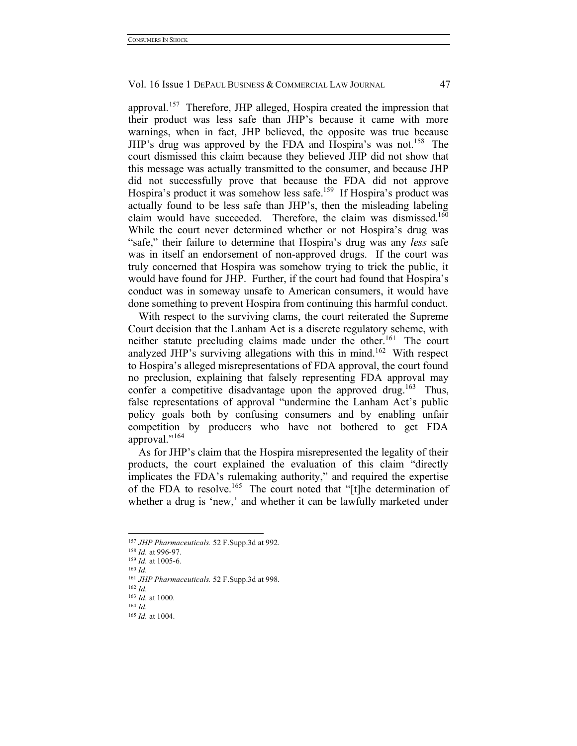approval.[157] Therefore, JHP alleged, Hospira created the impression that their product was less safe than JHP's because it came with more warnings, when in fact, JHP believed, the opposite was true because JHP's drug was approved by the FDA and Hospira's was not.[158] The court dismissed this claim because they believed JHP did not show that this message was actually transmitted to the consumer, and because JHP did not successfully prove that because the FDA did not approve Hospira's product it was somehow less safe.[159] If Hospira's product was actually found to be less safe than JHP's, then the misleading labeling claim would have succeeded. Therefore, the claim was dismissed.[160] While the court never determined whether or not Hospira's drug was "safe," their failure to determine that Hospira's drug was any *less* safe was in itself an endorsement of non-approved drugs. If the court was truly concerned that Hospira was somehow trying to trick the public, it would have found for JHP. Further, if the court had found that Hospira's conduct was in someway unsafe to American consumers, it would have done something to prevent Hospira from continuing this harmful conduct.

With respect to the surviving clams, the court reiterated the Supreme Court decision that the Lanham Act is a discrete regulatory scheme, with neither statute precluding claims made under the other.[161] The court analyzed JHP's surviving allegations with this in mind.[162] With respect to Hospira's alleged misrepresentations of FDA approval, the court found no preclusion, explaining that falsely representing FDA approval may confer a competitive disadvantage upon the approved drug.[163] Thus, false representations of approval "undermine the Lanham Act's public policy goals both by confusing consumers and by enabling unfair competition by producers who have not bothered to get FDA approval."[164]

As for JHP's claim that the Hospira misrepresented the legality of their products, the court explained the evaluation of this claim "directly implicates the FDA's rulemaking authority," and required the expertise of the FDA to resolve.[165] The court noted that "[t]he determination of whether a drug is 'new,' and whether it can be lawfully marketed under

---

[157] *JHP Pharmaceuticals.* 52 F.Supp.3d at 992.

[158] *Id.* at 996-97.

[159] *Id.* at 1005-6.

[160] *Id.*

[161] *JHP Pharmaceuticals.* 52 F.Supp.3d at 998.

[162] *Id.*

[163] *Id.* at 1000.

[164] *Id.*

[165] *Id.* at 1004.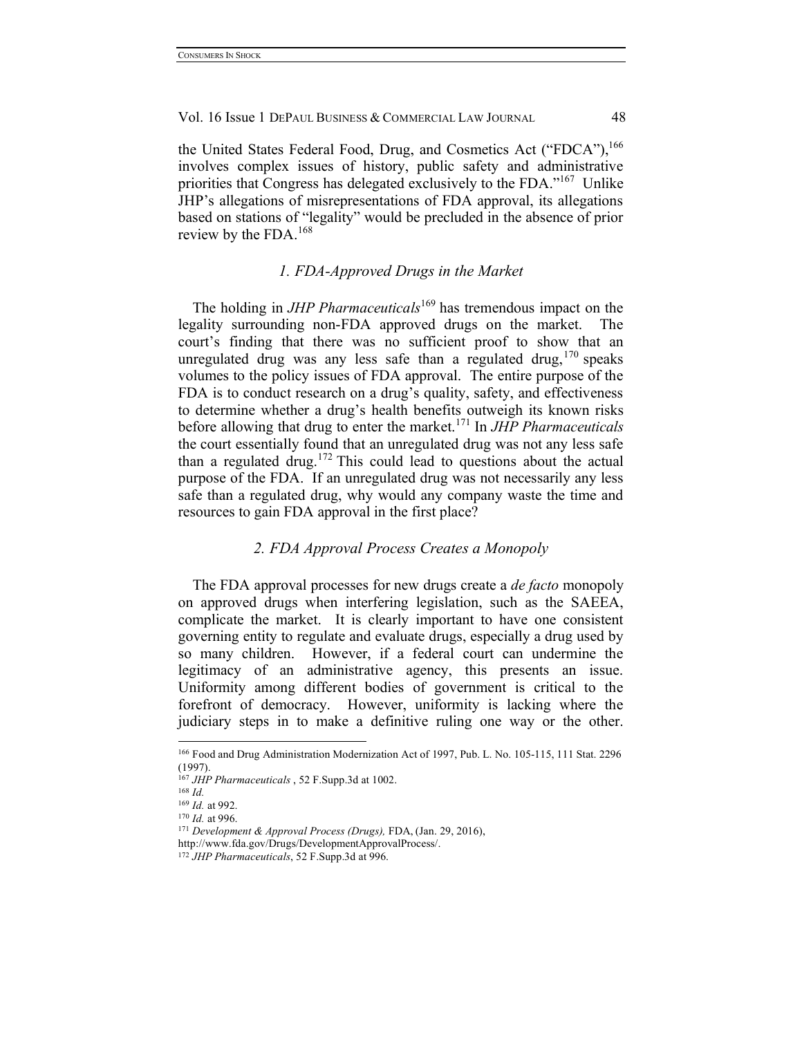the United States Federal Food, Drug, and Cosmetics Act ("FDCA"),[166] involves complex issues of history, public safety and administrative priorities that Congress has delegated exclusively to the FDA."[167] Unlike JHP's allegations of misrepresentations of FDA approval, its allegations based on stations of "legality" would be precluded in the absence of prior review by the FDA.[168]

### *1. FDA-Approved Drugs in the Market*

The holding in *JHP Pharmaceuticals*[169] has tremendous impact on the legality surrounding non-FDA approved drugs on the market. The court's finding that there was no sufficient proof to show that an unregulated drug was any less safe than a regulated drug,[170] speaks volumes to the policy issues of FDA approval. The entire purpose of the FDA is to conduct research on a drug's quality, safety, and effectiveness to determine whether a drug's health benefits outweigh its known risks before allowing that drug to enter the market.[171] In *JHP Pharmaceuticals* the court essentially found that an unregulated drug was not any less safe than a regulated drug.[172] This could lead to questions about the actual purpose of the FDA. If an unregulated drug was not necessarily any less safe than a regulated drug, why would any company waste the time and resources to gain FDA approval in the first place?

### *2. FDA Approval Process Creates a Monopoly*

The FDA approval processes for new drugs create a *de facto* monopoly on approved drugs when interfering legislation, such as the SAEEA, complicate the market. It is clearly important to have one consistent governing entity to regulate and evaluate drugs, especially a drug used by so many children. However, if a federal court can undermine the legitimacy of an administrative agency, this presents an issue. Uniformity among different bodies of government is critical to the forefront of democracy. However, uniformity is lacking where the judiciary steps in to make a definitive ruling one way or the other.

---

[166] Food and Drug Administration Modernization Act of 1997, Pub. L. No. 105-115, 111 Stat. 2296 (1997).

[167] *JHP Pharmaceuticals* , 52 F.Supp.3d at 1002.

[168] *Id.*

[169] *Id.* at 992.

[170] *Id.* at 996.

[171] *Development & Approval Process (Drugs),* FDA, (Jan. 29, 2016), http://www.fda.gov/Drugs/DevelopmentApprovalProcess/.

[172] *JHP Pharmaceuticals*, 52 F.Supp.3d at 996.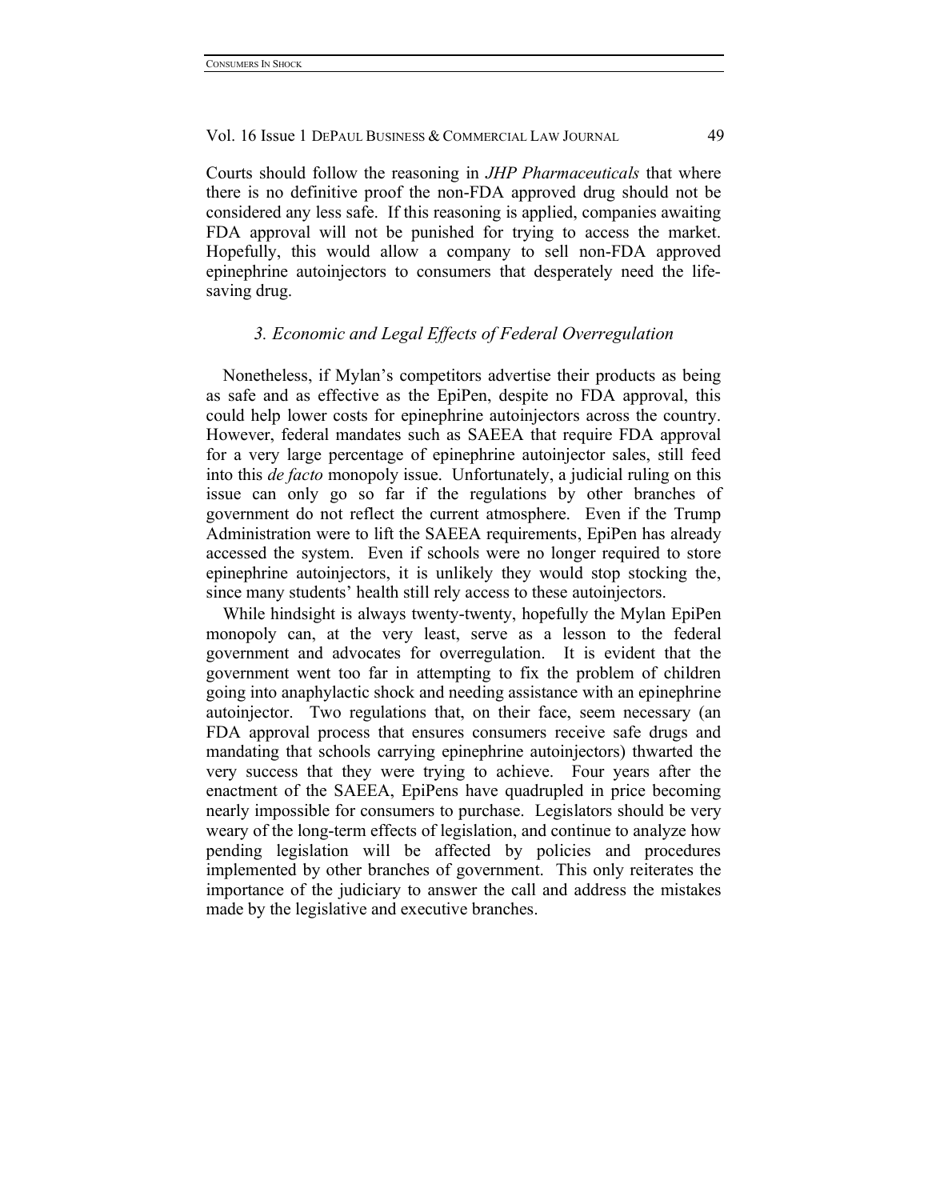Courts should follow the reasoning in *JHP Pharmaceuticals* that where there is no definitive proof the non-FDA approved drug should not be considered any less safe. If this reasoning is applied, companies awaiting FDA approval will not be punished for trying to access the market. Hopefully, this would allow a company to sell non-FDA approved epinephrine autoinjectors to consumers that desperately need the life-saving drug.

### *3. Economic and Legal Effects of Federal Overregulation*

Nonetheless, if Mylan's competitors advertise their products as being as safe and as effective as the EpiPen, despite no FDA approval, this could help lower costs for epinephrine autoinjectors across the country. However, federal mandates such as SAEEA that require FDA approval for a very large percentage of epinephrine autoinjector sales, still feed into this *de facto* monopoly issue. Unfortunately, a judicial ruling on this issue can only go so far if the regulations by other branches of government do not reflect the current atmosphere. Even if the Trump Administration were to lift the SAEEA requirements, EpiPen has already accessed the system. Even if schools were no longer required to store epinephrine autoinjectors, it is unlikely they would stop stocking the, since many students' health still rely access to these autoinjectors.

While hindsight is always twenty-twenty, hopefully the Mylan EpiPen monopoly can, at the very least, serve as a lesson to the federal government and advocates for overregulation. It is evident that the government went too far in attempting to fix the problem of children going into anaphylactic shock and needing assistance with an epinephrine autoinjector. Two regulations that, on their face, seem necessary (an FDA approval process that ensures consumers receive safe drugs and mandating that schools carrying epinephrine autoinjectors) thwarted the very success that they were trying to achieve. Four years after the enactment of the SAEEA, EpiPens have quadrupled in price becoming nearly impossible for consumers to purchase. Legislators should be very weary of the long-term effects of legislation, and continue to analyze how pending legislation will be affected by policies and procedures implemented by other branches of government. This only reiterates the importance of the judiciary to answer the call and address the mistakes made by the legislative and executive branches.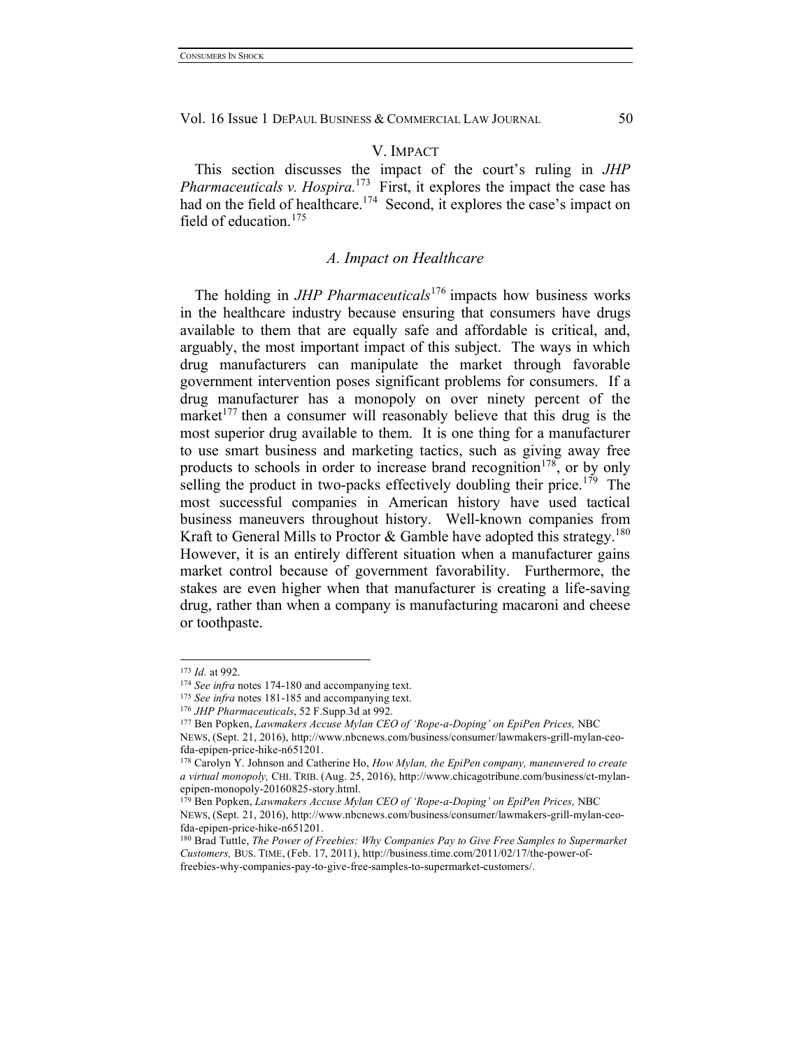## V. IMPACT

This section discusses the impact of the court's ruling in *JHP Pharmaceuticals v. Hospira.*[173] First, it explores the impact the case has had on the field of healthcare.[174] Second, it explores the case's impact on field of education.[175]

### *A. Impact on Healthcare*

The holding in *JHP Pharmaceuticals*[176] impacts how business works in the healthcare industry because ensuring that consumers have drugs available to them that are equally safe and affordable is critical, and, arguably, the most important impact of this subject. The ways in which drug manufacturers can manipulate the market through favorable government intervention poses significant problems for consumers. If a drug manufacturer has a monopoly on over ninety percent of the market[177] then a consumer will reasonably believe that this drug is the most superior drug available to them. It is one thing for a manufacturer to use smart business and marketing tactics, such as giving away free products to schools in order to increase brand recognition[178], or by only selling the product in two-packs effectively doubling their price.[179] The most successful companies in American history have used tactical business maneuvers throughout history. Well-known companies from Kraft to General Mills to Proctor & Gamble have adopted this strategy.[180] However, it is an entirely different situation when a manufacturer gains market control because of government favorability. Furthermore, the stakes are even higher when that manufacturer is creating a life-saving drug, rather than when a company is manufacturing macaroni and cheese or toothpaste.

---

[173] *Id.* at 992.

[174] *See infra* notes 174-180 and accompanying text.

[175] *See infra* notes 181-185 and accompanying text.

[176] *JHP Pharmaceuticals*, 52 F.Supp.3d at 992.

[177] Ben Popken, *Lawmakers Accuse Mylan CEO of 'Rope-a-Doping' on EpiPen Prices,* NBC NEWS, (Sept. 21, 2016), http://www.nbcnews.com/business/consumer/lawmakers-grill-mylan-ceo-fda-epipen-price-hike-n651201.

[178] Carolyn Y. Johnson and Catherine Ho, *How Mylan, the EpiPen company, maneuvered to create a virtual monopoly,* CHI. TRIB. (Aug. 25, 2016), http://www.chicagotribune.com/business/ct-mylan-epipen-monopoly-20160825-story.html.

[179] Ben Popken, *Lawmakers Accuse Mylan CEO of 'Rope-a-Doping' on EpiPen Prices,* NBC NEWS, (Sept. 21, 2016), http://www.nbcnews.com/business/consumer/lawmakers-grill-mylan-ceo-fda-epipen-price-hike-n651201.

[180] Brad Tuttle, *The Power of Freebies: Why Companies Pay to Give Free Samples to Supermarket Customers,* BUS. TIME, (Feb. 17, 2011), http://business.time.com/2011/02/17/the-power-of-freebies-why-companies-pay-to-give-free-samples-to-supermarket-customers/.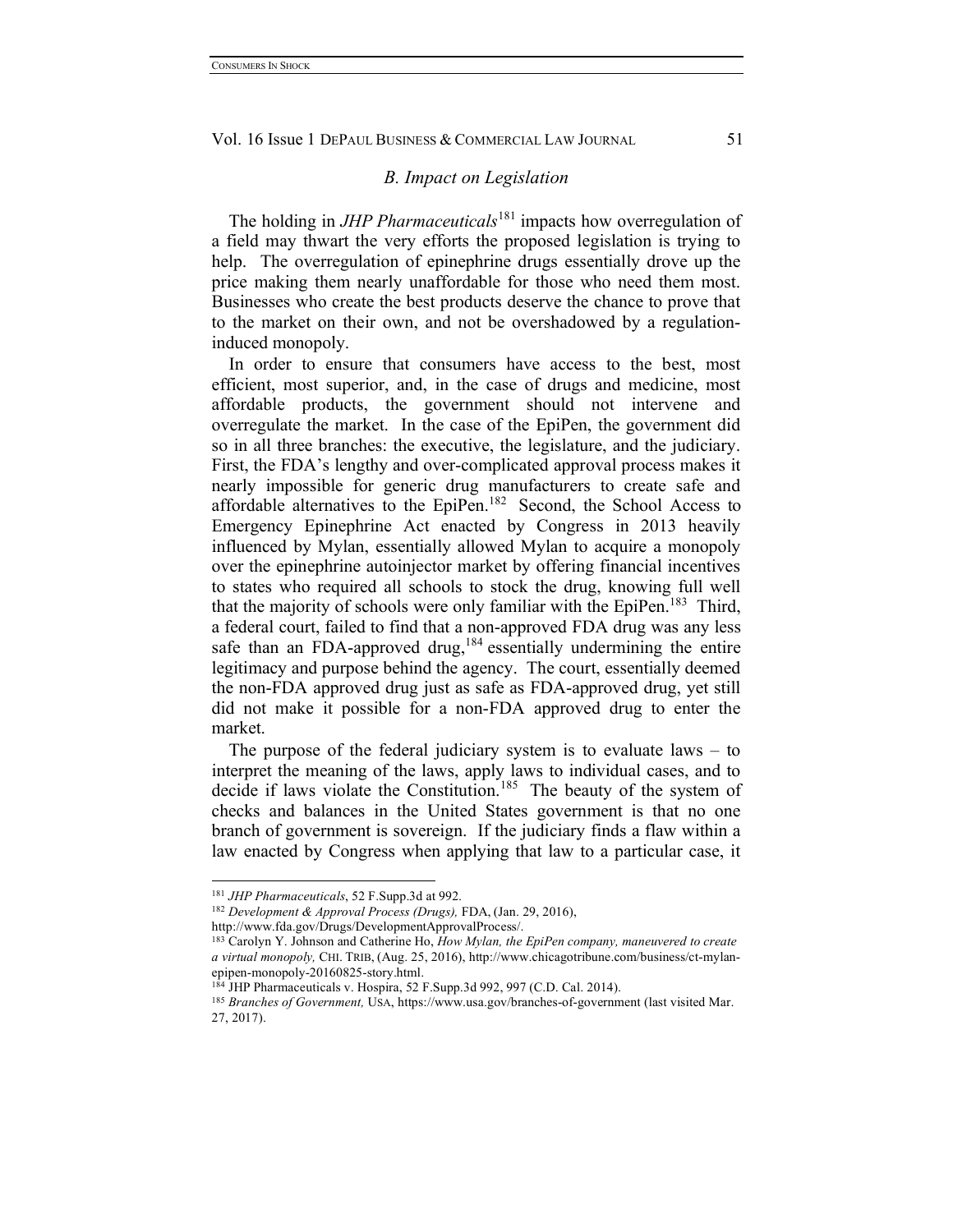### *B. Impact on Legislation*

The holding in *JHP Pharmaceuticals*[181] impacts how overregulation of a field may thwart the very efforts the proposed legislation is trying to help. The overregulation of epinephrine drugs essentially drove up the price making them nearly unaffordable for those who need them most. Businesses who create the best products deserve the chance to prove that to the market on their own, and not be overshadowed by a regulation-induced monopoly.

In order to ensure that consumers have access to the best, most efficient, most superior, and, in the case of drugs and medicine, most affordable products, the government should not intervene and overregulate the market. In the case of the EpiPen, the government did so in all three branches: the executive, the legislature, and the judiciary. First, the FDA's lengthy and over-complicated approval process makes it nearly impossible for generic drug manufacturers to create safe and affordable alternatives to the EpiPen.[182] Second, the School Access to Emergency Epinephrine Act enacted by Congress in 2013 heavily influenced by Mylan, essentially allowed Mylan to acquire a monopoly over the epinephrine autoinjector market by offering financial incentives to states who required all schools to stock the drug, knowing full well that the majority of schools were only familiar with the EpiPen.[183] Third, a federal court, failed to find that a non-approved FDA drug was any less safe than an FDA-approved drug,[184] essentially undermining the entire legitimacy and purpose behind the agency. The court, essentially deemed the non-FDA approved drug just as safe as FDA-approved drug, yet still did not make it possible for a non-FDA approved drug to enter the market.

The purpose of the federal judiciary system is to evaluate laws – to interpret the meaning of the laws, apply laws to individual cases, and to decide if laws violate the Constitution.[185] The beauty of the system of checks and balances in the United States government is that no one branch of government is sovereign. If the judiciary finds a flaw within a law enacted by Congress when applying that law to a particular case, it

---

[181] *JHP Pharmaceuticals*, 52 F.Supp.3d at 992.

[182] *Development & Approval Process (Drugs),* FDA, (Jan. 29, 2016), http://www.fda.gov/Drugs/DevelopmentApprovalProcess/.

[183] Carolyn Y. Johnson and Catherine Ho, *How Mylan, the EpiPen company, maneuvered to create a virtual monopoly,* CHI. TRIB, (Aug. 25, 2016), http://www.chicagotribune.com/business/ct-mylan-epipen-monopoly-20160825-story.html.

[184] JHP Pharmaceuticals v. Hospira, 52 F.Supp.3d 992, 997 (C.D. Cal. 2014).

[185] *Branches of Government,* USA, https://www.usa.gov/branches-of-government (last visited Mar. 27, 2017).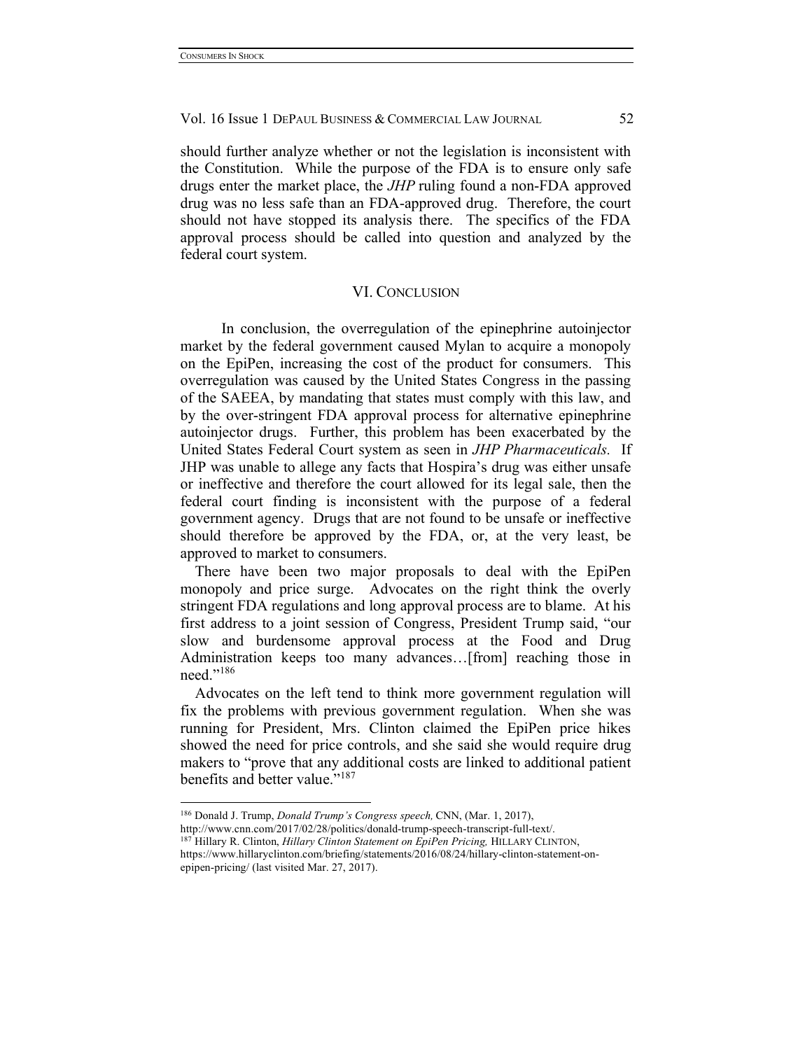should further analyze whether or not the legislation is inconsistent with the Constitution. While the purpose of the FDA is to ensure only safe drugs enter the market place, the *JHP* ruling found a non-FDA approved drug was no less safe than an FDA-approved drug. Therefore, the court should not have stopped its analysis there. The specifics of the FDA approval process should be called into question and analyzed by the federal court system.

## VI. Conclusion

In conclusion, the overregulation of the epinephrine autoinjector market by the federal government caused Mylan to acquire a monopoly on the EpiPen, increasing the cost of the product for consumers. This overregulation was caused by the United States Congress in the passing of the SAEEA, by mandating that states must comply with this law, and by the over-stringent FDA approval process for alternative epinephrine autoinjector drugs. Further, this problem has been exacerbated by the United States Federal Court system as seen in *JHP Pharmaceuticals.* If JHP was unable to allege any facts that Hospira's drug was either unsafe or ineffective and therefore the court allowed for its legal sale, then the federal court finding is inconsistent with the purpose of a federal government agency. Drugs that are not found to be unsafe or ineffective should therefore be approved by the FDA, or, at the very least, be approved to market to consumers.

There have been two major proposals to deal with the EpiPen monopoly and price surge. Advocates on the right think the overly stringent FDA regulations and long approval process are to blame. At his first address to a joint session of Congress, President Trump said, "our slow and burdensome approval process at the Food and Drug Administration keeps too many advances…[from] reaching those in need."[186]

Advocates on the left tend to think more government regulation will fix the problems with previous government regulation. When she was running for President, Mrs. Clinton claimed the EpiPen price hikes showed the need for price controls, and she said she would require drug makers to "prove that any additional costs are linked to additional patient benefits and better value."[187]

---

[186] Donald J. Trump, *Donald Trump's Congress speech,* CNN, (Mar. 1, 2017), http://www.cnn.com/2017/02/28/politics/donald-trump-speech-transcript-full-text/.

[187] Hillary R. Clinton, *Hillary Clinton Statement on EpiPen Pricing,* HILLARY CLINTON, https://www.hillaryclinton.com/briefing/statements/2016/08/24/hillary-clinton-statement-on-epipen-pricing/ (last visited Mar. 27, 2017).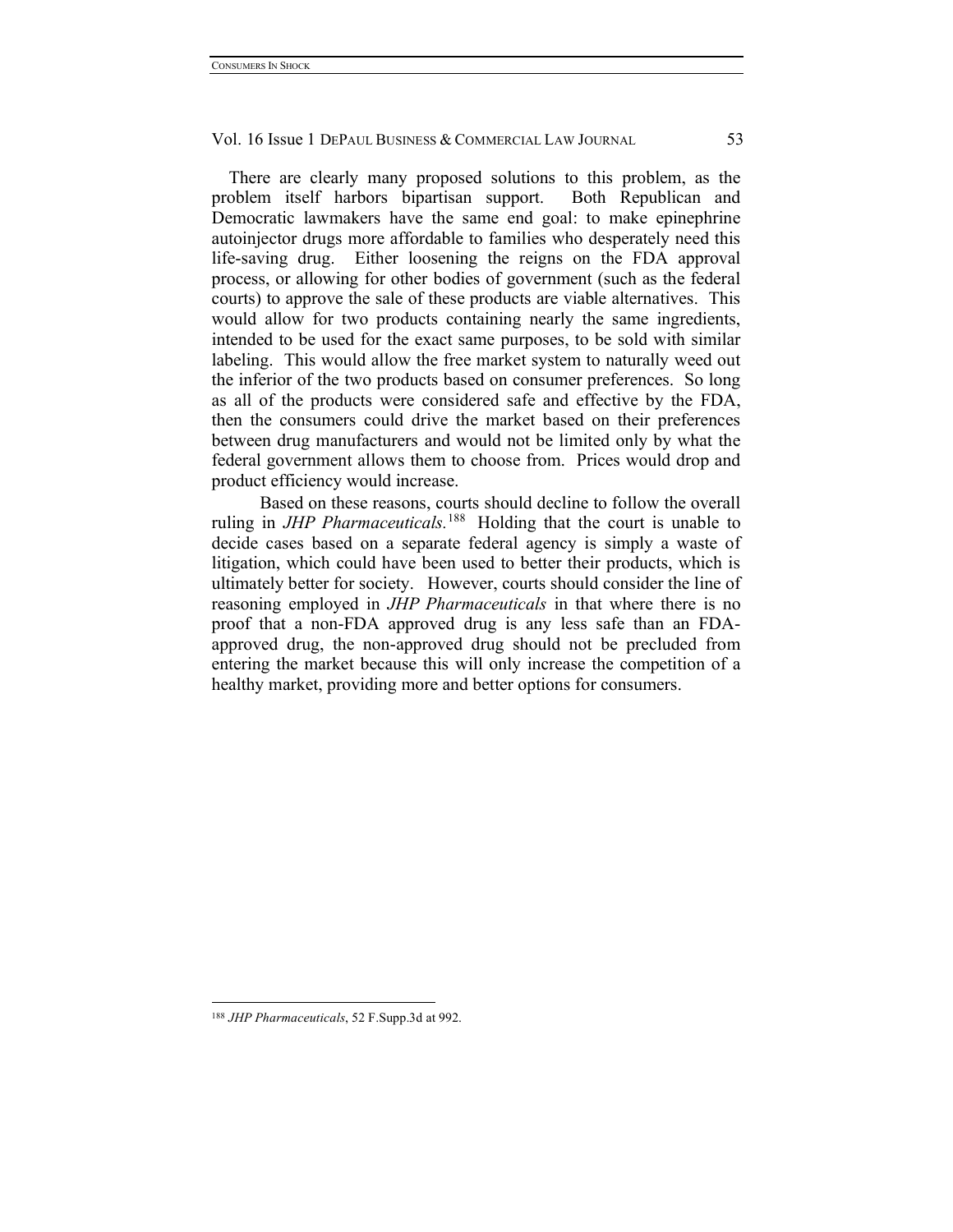There are clearly many proposed solutions to this problem, as the problem itself harbors bipartisan support. Both Republican and Democratic lawmakers have the same end goal: to make epinephrine autoinjector drugs more affordable to families who desperately need this life-saving drug. Either loosening the reigns on the FDA approval process, or allowing for other bodies of government (such as the federal courts) to approve the sale of these products are viable alternatives. This would allow for two products containing nearly the same ingredients, intended to be used for the exact same purposes, to be sold with similar labeling. This would allow the free market system to naturally weed out the inferior of the two products based on consumer preferences. So long as all of the products were considered safe and effective by the FDA, then the consumers could drive the market based on their preferences between drug manufacturers and would not be limited only by what the federal government allows them to choose from. Prices would drop and product efficiency would increase.

Based on these reasons, courts should decline to follow the overall ruling in *JHP Pharmaceuticals.*[188] Holding that the court is unable to decide cases based on a separate federal agency is simply a waste of litigation, which could have been used to better their products, which is ultimately better for society. However, courts should consider the line of reasoning employed in *JHP Pharmaceuticals* in that where there is no proof that a non-FDA approved drug is any less safe than an FDA-approved drug, the non-approved drug should not be precluded from entering the market because this will only increase the competition of a healthy market, providing more and better options for consumers.

[188] *JHP Pharmaceuticals*, 52 F.Supp.3d at 992.